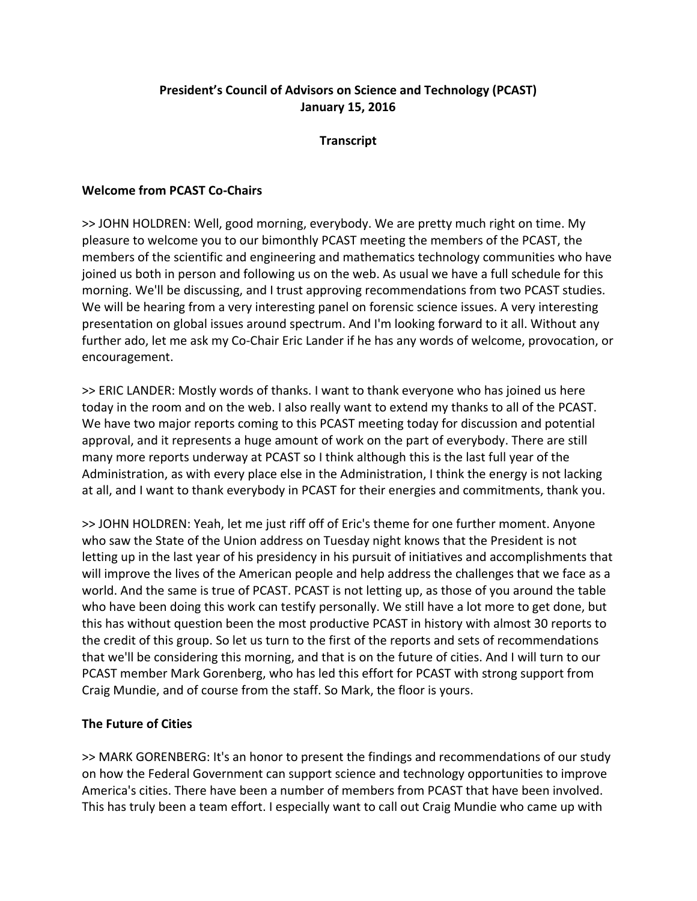# President's Council of Advisors on Science and Technology (PCAST)
# January 15, 2016

## Transcript

### Welcome from PCAST Co-Chairs

>> JOHN HOLDREN: Well, good morning, everybody. We are pretty much right on time. My pleasure to welcome you to our bimonthly PCAST meeting the members of the PCAST, the members of the scientific and engineering and mathematics technology communities who have joined us both in person and following us on the web. As usual we have a full schedule for this morning. We'll be discussing, and I trust approving recommendations from two PCAST studies. We will be hearing from a very interesting panel on forensic science issues. A very interesting presentation on global issues around spectrum. And I'm looking forward to it all. Without any further ado, let me ask my Co-Chair Eric Lander if he has any words of welcome, provocation, or encouragement.

>> ERIC LANDER: Mostly words of thanks. I want to thank everyone who has joined us here today in the room and on the web. I also really want to extend my thanks to all of the PCAST. We have two major reports coming to this PCAST meeting today for discussion and potential approval, and it represents a huge amount of work on the part of everybody. There are still many more reports underway at PCAST so I think although this is the last full year of the Administration, as with every place else in the Administration, I think the energy is not lacking at all, and I want to thank everybody in PCAST for their energies and commitments, thank you.

>> JOHN HOLDREN: Yeah, let me just riff off of Eric's theme for one further moment. Anyone who saw the State of the Union address on Tuesday night knows that the President is not letting up in the last year of his presidency in his pursuit of initiatives and accomplishments that will improve the lives of the American people and help address the challenges that we face as a world. And the same is true of PCAST. PCAST is not letting up, as those of you around the table who have been doing this work can testify personally. We still have a lot more to get done, but this has without question been the most productive PCAST in history with almost 30 reports to the credit of this group. So let us turn to the first of the reports and sets of recommendations that we'll be considering this morning, and that is on the future of cities. And I will turn to our PCAST member Mark Gorenberg, who has led this effort for PCAST with strong support from Craig Mundie, and of course from the staff. So Mark, the floor is yours.

### The Future of Cities

>> MARK GORENBERG: It's an honor to present the findings and recommendations of our study on how the Federal Government can support science and technology opportunities to improve America's cities. There have been a number of members from PCAST that have been involved. This has truly been a team effort. I especially want to call out Craig Mundie who came up with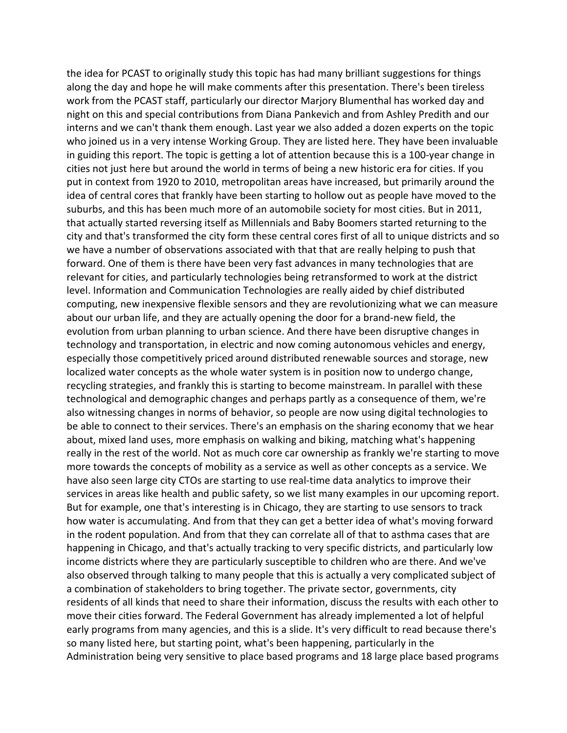the idea for PCAST to originally study this topic has had many brilliant suggestions for things along the day and hope he will make comments after this presentation. There's been tireless work from the PCAST staff, particularly our director Marjory Blumenthal has worked day and night on this and special contributions from Diana Pankevich and from Ashley Predith and our interns and we can't thank them enough. Last year we also added a dozen experts on the topic who joined us in a very intense Working Group. They are listed here. They have been invaluable in guiding this report. The topic is getting a lot of attention because this is a 100-year change in cities not just here but around the world in terms of being a new historic era for cities. If you put in context from 1920 to 2010, metropolitan areas have increased, but primarily around the idea of central cores that frankly have been starting to hollow out as people have moved to the suburbs, and this has been much more of an automobile society for most cities. But in 2011, that actually started reversing itself as Millennials and Baby Boomers started returning to the city and that's transformed the city form these central cores first of all to unique districts and so we have a number of observations associated with that that are really helping to push that forward. One of them is there have been very fast advances in many technologies that are relevant for cities, and particularly technologies being retransformed to work at the district level. Information and Communication Technologies are really aided by chief distributed computing, new inexpensive flexible sensors and they are revolutionizing what we can measure about our urban life, and they are actually opening the door for a brand-new field, the evolution from urban planning to urban science. And there have been disruptive changes in technology and transportation, in electric and now coming autonomous vehicles and energy, especially those competitively priced around distributed renewable sources and storage, new localized water concepts as the whole water system is in position now to undergo change, recycling strategies, and frankly this is starting to become mainstream. In parallel with these technological and demographic changes and perhaps partly as a consequence of them, we're also witnessing changes in norms of behavior, so people are now using digital technologies to be able to connect to their services. There's an emphasis on the sharing economy that we hear about, mixed land uses, more emphasis on walking and biking, matching what's happening really in the rest of the world. Not as much core car ownership as frankly we're starting to move more towards the concepts of mobility as a service as well as other concepts as a service. We have also seen large city CTOs are starting to use real-time data analytics to improve their services in areas like health and public safety, so we list many examples in our upcoming report. But for example, one that's interesting is in Chicago, they are starting to use sensors to track how water is accumulating. And from that they can get a better idea of what's moving forward in the rodent population. And from that they can correlate all of that to asthma cases that are happening in Chicago, and that's actually tracking to very specific districts, and particularly low income districts where they are particularly susceptible to children who are there. And we've also observed through talking to many people that this is actually a very complicated subject of a combination of stakeholders to bring together. The private sector, governments, city residents of all kinds that need to share their information, discuss the results with each other to move their cities forward. The Federal Government has already implemented a lot of helpful early programs from many agencies, and this is a slide. It's very difficult to read because there's so many listed here, but starting point, what's been happening, particularly in the Administration being very sensitive to place based programs and 18 large place based programs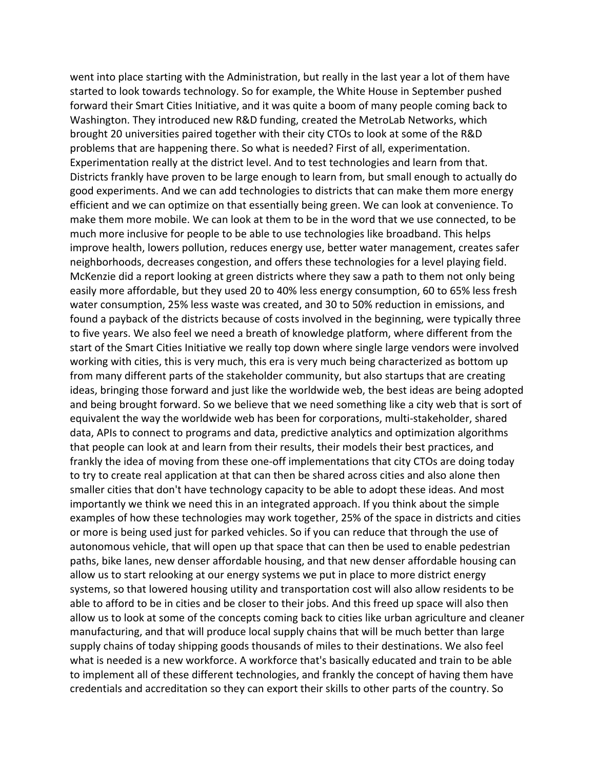went into place starting with the Administration, but really in the last year a lot of them have started to look towards technology. So for example, the White House in September pushed forward their Smart Cities Initiative, and it was quite a boom of many people coming back to Washington. They introduced new R&D funding, created the MetroLab Networks, which brought 20 universities paired together with their city CTOs to look at some of the R&D problems that are happening there. So what is needed? First of all, experimentation. Experimentation really at the district level. And to test technologies and learn from that. Districts frankly have proven to be large enough to learn from, but small enough to actually do good experiments. And we can add technologies to districts that can make them more energy efficient and we can optimize on that essentially being green. We can look at convenience. To make them more mobile. We can look at them to be in the word that we use connected, to be much more inclusive for people to be able to use technologies like broadband. This helps improve health, lowers pollution, reduces energy use, better water management, creates safer neighborhoods, decreases congestion, and offers these technologies for a level playing field. McKenzie did a report looking at green districts where they saw a path to them not only being easily more affordable, but they used 20 to 40% less energy consumption, 60 to 65% less fresh water consumption, 25% less waste was created, and 30 to 50% reduction in emissions, and found a payback of the districts because of costs involved in the beginning, were typically three to five years. We also feel we need a breath of knowledge platform, where different from the start of the Smart Cities Initiative we really top down where single large vendors were involved working with cities, this is very much, this era is very much being characterized as bottom up from many different parts of the stakeholder community, but also startups that are creating ideas, bringing those forward and just like the worldwide web, the best ideas are being adopted and being brought forward. So we believe that we need something like a city web that is sort of equivalent the way the worldwide web has been for corporations, multi-stakeholder, shared data, APIs to connect to programs and data, predictive analytics and optimization algorithms that people can look at and learn from their results, their models their best practices, and frankly the idea of moving from these one-off implementations that city CTOs are doing today to try to create real application at that can then be shared across cities and also alone then smaller cities that don't have technology capacity to be able to adopt these ideas. And most importantly we think we need this in an integrated approach. If you think about the simple examples of how these technologies may work together, 25% of the space in districts and cities or more is being used just for parked vehicles. So if you can reduce that through the use of autonomous vehicle, that will open up that space that can then be used to enable pedestrian paths, bike lanes, new denser affordable housing, and that new denser affordable housing can allow us to start relooking at our energy systems we put in place to more district energy systems, so that lowered housing utility and transportation cost will also allow residents to be able to afford to be in cities and be closer to their jobs. And this freed up space will also then allow us to look at some of the concepts coming back to cities like urban agriculture and cleaner manufacturing, and that will produce local supply chains that will be much better than large supply chains of today shipping goods thousands of miles to their destinations. We also feel what is needed is a new workforce. A workforce that's basically educated and train to be able to implement all of these different technologies, and frankly the concept of having them have credentials and accreditation so they can export their skills to other parts of the country. So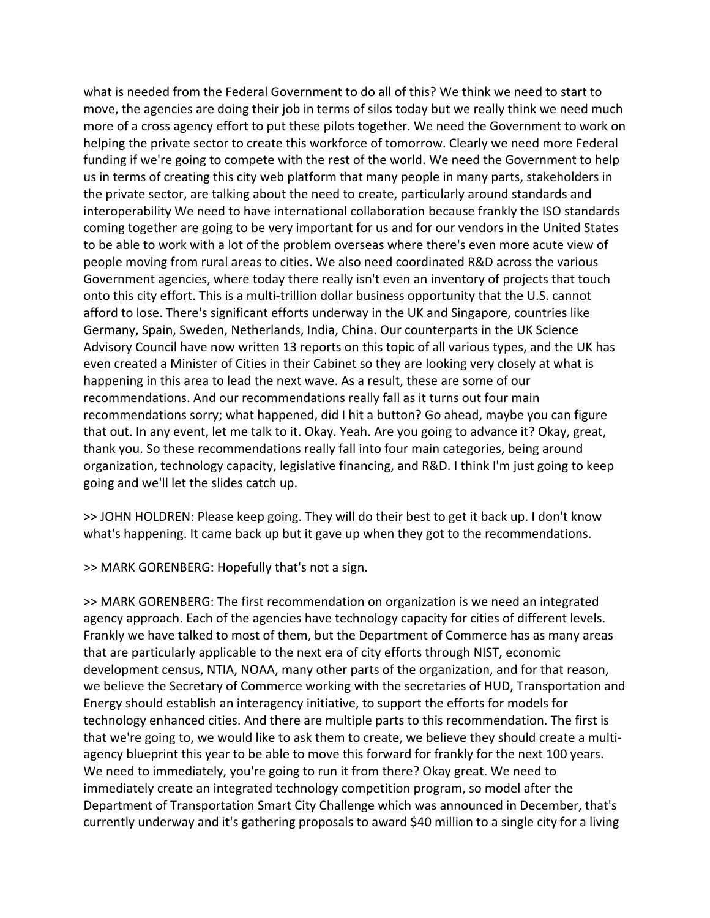what is needed from the Federal Government to do all of this? We think we need to start to move, the agencies are doing their job in terms of silos today but we really think we need much more of a cross agency effort to put these pilots together. We need the Government to work on helping the private sector to create this workforce of tomorrow. Clearly we need more Federal funding if we're going to compete with the rest of the world. We need the Government to help us in terms of creating this city web platform that many people in many parts, stakeholders in the private sector, are talking about the need to create, particularly around standards and interoperability We need to have international collaboration because frankly the ISO standards coming together are going to be very important for us and for our vendors in the United States to be able to work with a lot of the problem overseas where there's even more acute view of people moving from rural areas to cities. We also need coordinated R&D across the various Government agencies, where today there really isn't even an inventory of projects that touch onto this city effort. This is a multi-trillion dollar business opportunity that the U.S. cannot afford to lose. There's significant efforts underway in the UK and Singapore, countries like Germany, Spain, Sweden, Netherlands, India, China. Our counterparts in the UK Science Advisory Council have now written 13 reports on this topic of all various types, and the UK has even created a Minister of Cities in their Cabinet so they are looking very closely at what is happening in this area to lead the next wave. As a result, these are some of our recommendations. And our recommendations really fall as it turns out four main recommendations sorry; what happened, did I hit a button? Go ahead, maybe you can figure that out. In any event, let me talk to it. Okay. Yeah. Are you going to advance it? Okay, great, thank you. So these recommendations really fall into four main categories, being around organization, technology capacity, legislative financing, and R&D. I think I'm just going to keep going and we'll let the slides catch up.

>> JOHN HOLDREN: Please keep going. They will do their best to get it back up. I don't know what's happening. It came back up but it gave up when they got to the recommendations.

>> MARK GORENBERG: Hopefully that's not a sign.

>> MARK GORENBERG: The first recommendation on organization is we need an integrated agency approach. Each of the agencies have technology capacity for cities of different levels. Frankly we have talked to most of them, but the Department of Commerce has as many areas that are particularly applicable to the next era of city efforts through NIST, economic development census, NTIA, NOAA, many other parts of the organization, and for that reason, we believe the Secretary of Commerce working with the secretaries of HUD, Transportation and Energy should establish an interagency initiative, to support the efforts for models for technology enhanced cities. And there are multiple parts to this recommendation. The first is that we're going to, we would like to ask them to create, we believe they should create a multi-agency blueprint this year to be able to move this forward for frankly for the next 100 years. We need to immediately, you're going to run it from there? Okay great. We need to immediately create an integrated technology competition program, so model after the Department of Transportation Smart City Challenge which was announced in December, that's currently underway and it's gathering proposals to award $40 million to a single city for a living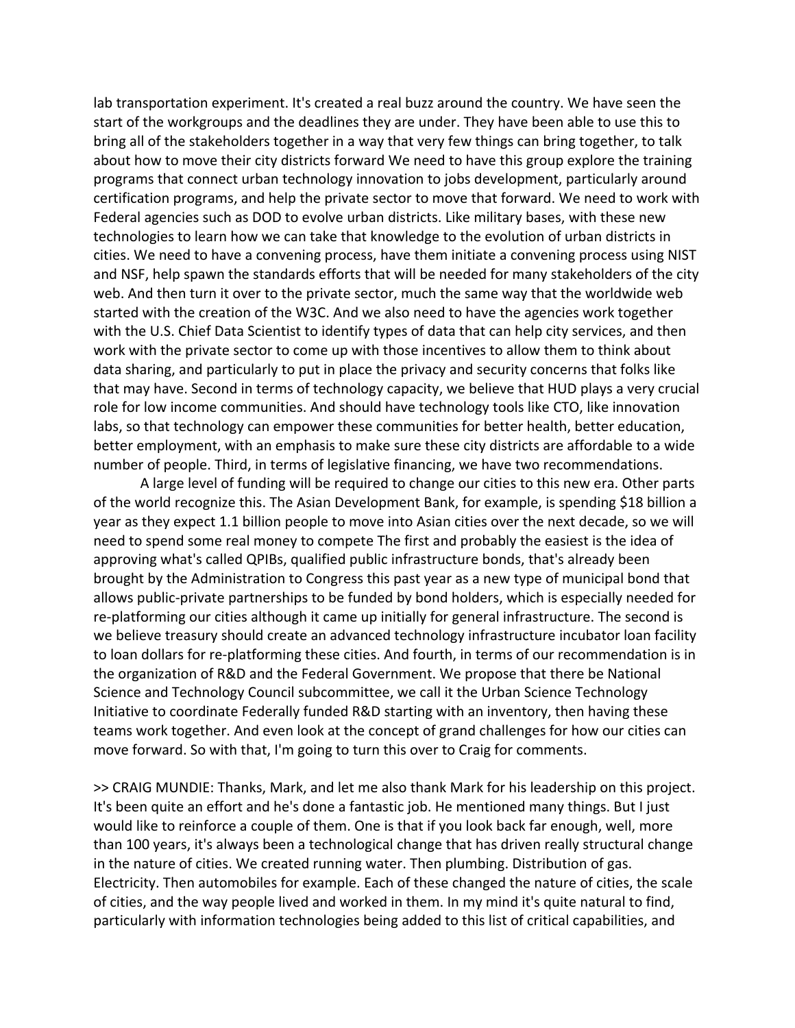lab transportation experiment. It's created a real buzz around the country. We have seen the start of the workgroups and the deadlines they are under. They have been able to use this to bring all of the stakeholders together in a way that very few things can bring together, to talk about how to move their city districts forward We need to have this group explore the training programs that connect urban technology innovation to jobs development, particularly around certification programs, and help the private sector to move that forward. We need to work with Federal agencies such as DOD to evolve urban districts. Like military bases, with these new technologies to learn how we can take that knowledge to the evolution of urban districts in cities. We need to have a convening process, have them initiate a convening process using NIST and NSF, help spawn the standards efforts that will be needed for many stakeholders of the city web. And then turn it over to the private sector, much the same way that the worldwide web started with the creation of the W3C. And we also need to have the agencies work together with the U.S. Chief Data Scientist to identify types of data that can help city services, and then work with the private sector to come up with those incentives to allow them to think about data sharing, and particularly to put in place the privacy and security concerns that folks like that may have. Second in terms of technology capacity, we believe that HUD plays a very crucial role for low income communities. And should have technology tools like CTO, like innovation labs, so that technology can empower these communities for better health, better education, better employment, with an emphasis to make sure these city districts are affordable to a wide number of people. Third, in terms of legislative financing, we have two recommendations.

A large level of funding will be required to change our cities to this new era. Other parts of the world recognize this. The Asian Development Bank, for example, is spending $18 billion a year as they expect 1.1 billion people to move into Asian cities over the next decade, so we will need to spend some real money to compete The first and probably the easiest is the idea of approving what's called QPIBs, qualified public infrastructure bonds, that's already been brought by the Administration to Congress this past year as a new type of municipal bond that allows public-private partnerships to be funded by bond holders, which is especially needed for re-platforming our cities although it came up initially for general infrastructure. The second is we believe treasury should create an advanced technology infrastructure incubator loan facility to loan dollars for re-platforming these cities. And fourth, in terms of our recommendation is in the organization of R&D and the Federal Government. We propose that there be National Science and Technology Council subcommittee, we call it the Urban Science Technology Initiative to coordinate Federally funded R&D starting with an inventory, then having these teams work together. And even look at the concept of grand challenges for how our cities can move forward. So with that, I'm going to turn this over to Craig for comments.

>> CRAIG MUNDIE: Thanks, Mark, and let me also thank Mark for his leadership on this project. It's been quite an effort and he's done a fantastic job. He mentioned many things. But I just would like to reinforce a couple of them. One is that if you look back far enough, well, more than 100 years, it's always been a technological change that has driven really structural change in the nature of cities. We created running water. Then plumbing. Distribution of gas. Electricity. Then automobiles for example. Each of these changed the nature of cities, the scale of cities, and the way people lived and worked in them. In my mind it's quite natural to find, particularly with information technologies being added to this list of critical capabilities, and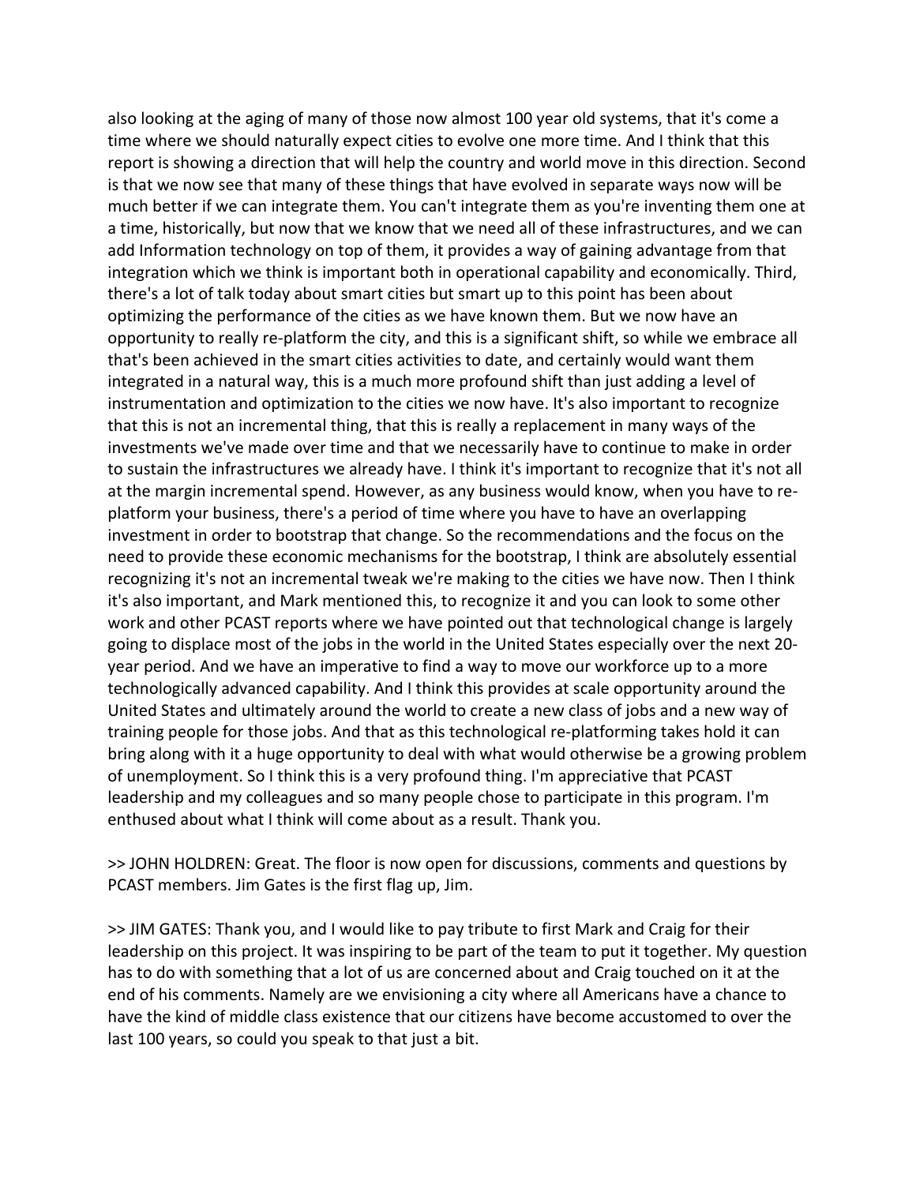also looking at the aging of many of those now almost 100 year old systems, that it's come a time where we should naturally expect cities to evolve one more time. And I think that this report is showing a direction that will help the country and world move in this direction. Second is that we now see that many of these things that have evolved in separate ways now will be much better if we can integrate them. You can't integrate them as you're inventing them one at a time, historically, but now that we know that we need all of these infrastructures, and we can add Information technology on top of them, it provides a way of gaining advantage from that integration which we think is important both in operational capability and economically. Third, there's a lot of talk today about smart cities but smart up to this point has been about optimizing the performance of the cities as we have known them. But we now have an opportunity to really re-platform the city, and this is a significant shift, so while we embrace all that's been achieved in the smart cities activities to date, and certainly would want them integrated in a natural way, this is a much more profound shift than just adding a level of instrumentation and optimization to the cities we now have. It's also important to recognize that this is not an incremental thing, that this is really a replacement in many ways of the investments we've made over time and that we necessarily have to continue to make in order to sustain the infrastructures we already have. I think it's important to recognize that it's not all at the margin incremental spend. However, as any business would know, when you have to re-platform your business, there's a period of time where you have to have an overlapping investment in order to bootstrap that change. So the recommendations and the focus on the need to provide these economic mechanisms for the bootstrap, I think are absolutely essential recognizing it's not an incremental tweak we're making to the cities we have now. Then I think it's also important, and Mark mentioned this, to recognize it and you can look to some other work and other PCAST reports where we have pointed out that technological change is largely going to displace most of the jobs in the world in the United States especially over the next 20-year period. And we have an imperative to find a way to move our workforce up to a more technologically advanced capability. And I think this provides at scale opportunity around the United States and ultimately around the world to create a new class of jobs and a new way of training people for those jobs. And that as this technological re-platforming takes hold it can bring along with it a huge opportunity to deal with what would otherwise be a growing problem of unemployment. So I think this is a very profound thing. I'm appreciative that PCAST leadership and my colleagues and so many people chose to participate in this program. I'm enthused about what I think will come about as a result. Thank you.

>> JOHN HOLDREN: Great. The floor is now open for discussions, comments and questions by PCAST members. Jim Gates is the first flag up, Jim.

>> JIM GATES: Thank you, and I would like to pay tribute to first Mark and Craig for their leadership on this project. It was inspiring to be part of the team to put it together. My question has to do with something that a lot of us are concerned about and Craig touched on it at the end of his comments. Namely are we envisioning a city where all Americans have a chance to have the kind of middle class existence that our citizens have become accustomed to over the last 100 years, so could you speak to that just a bit.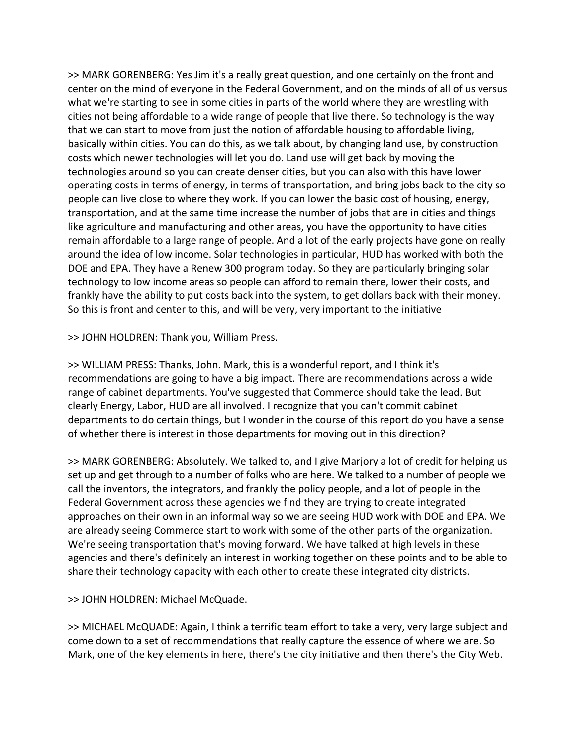>> MARK GORENBERG: Yes Jim it's a really great question, and one certainly on the front and center on the mind of everyone in the Federal Government, and on the minds of all of us versus what we're starting to see in some cities in parts of the world where they are wrestling with cities not being affordable to a wide range of people that live there. So technology is the way that we can start to move from just the notion of affordable housing to affordable living, basically within cities. You can do this, as we talk about, by changing land use, by construction costs which newer technologies will let you do. Land use will get back by moving the technologies around so you can create denser cities, but you can also with this have lower operating costs in terms of energy, in terms of transportation, and bring jobs back to the city so people can live close to where they work. If you can lower the basic cost of housing, energy, transportation, and at the same time increase the number of jobs that are in cities and things like agriculture and manufacturing and other areas, you have the opportunity to have cities remain affordable to a large range of people. And a lot of the early projects have gone on really around the idea of low income. Solar technologies in particular, HUD has worked with both the DOE and EPA. They have a Renew 300 program today. So they are particularly bringing solar technology to low income areas so people can afford to remain there, lower their costs, and frankly have the ability to put costs back into the system, to get dollars back with their money. So this is front and center to this, and will be very, very important to the initiative

>> JOHN HOLDREN: Thank you, William Press.

>> WILLIAM PRESS: Thanks, John. Mark, this is a wonderful report, and I think it's recommendations are going to have a big impact. There are recommendations across a wide range of cabinet departments. You've suggested that Commerce should take the lead. But clearly Energy, Labor, HUD are all involved. I recognize that you can't commit cabinet departments to do certain things, but I wonder in the course of this report do you have a sense of whether there is interest in those departments for moving out in this direction?

>> MARK GORENBERG: Absolutely. We talked to, and I give Marjory a lot of credit for helping us set up and get through to a number of folks who are here. We talked to a number of people we call the inventors, the integrators, and frankly the policy people, and a lot of people in the Federal Government across these agencies we find they are trying to create integrated approaches on their own in an informal way so we are seeing HUD work with DOE and EPA. We are already seeing Commerce start to work with some of the other parts of the organization. We're seeing transportation that's moving forward. We have talked at high levels in these agencies and there's definitely an interest in working together on these points and to be able to share their technology capacity with each other to create these integrated city districts.

>> JOHN HOLDREN: Michael McQuade.

>> MICHAEL McQUADE: Again, I think a terrific team effort to take a very, very large subject and come down to a set of recommendations that really capture the essence of where we are. So Mark, one of the key elements in here, there's the city initiative and then there's the City Web.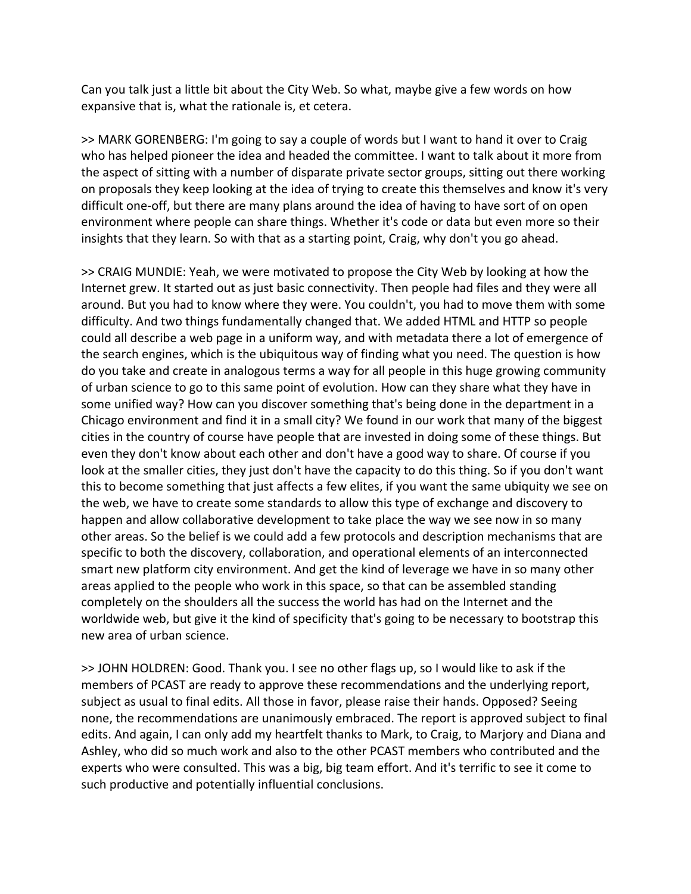Can you talk just a little bit about the City Web. So what, maybe give a few words on how expansive that is, what the rationale is, et cetera.

>> MARK GORENBERG: I'm going to say a couple of words but I want to hand it over to Craig who has helped pioneer the idea and headed the committee. I want to talk about it more from the aspect of sitting with a number of disparate private sector groups, sitting out there working on proposals they keep looking at the idea of trying to create this themselves and know it's very difficult one-off, but there are many plans around the idea of having to have sort of on open environment where people can share things. Whether it's code or data but even more so their insights that they learn. So with that as a starting point, Craig, why don't you go ahead.

>> CRAIG MUNDIE: Yeah, we were motivated to propose the City Web by looking at how the Internet grew. It started out as just basic connectivity. Then people had files and they were all around. But you had to know where they were. You couldn't, you had to move them with some difficulty. And two things fundamentally changed that. We added HTML and HTTP so people could all describe a web page in a uniform way, and with metadata there a lot of emergence of the search engines, which is the ubiquitous way of finding what you need. The question is how do you take and create in analogous terms a way for all people in this huge growing community of urban science to go to this same point of evolution. How can they share what they have in some unified way? How can you discover something that's being done in the department in a Chicago environment and find it in a small city? We found in our work that many of the biggest cities in the country of course have people that are invested in doing some of these things. But even they don't know about each other and don't have a good way to share. Of course if you look at the smaller cities, they just don't have the capacity to do this thing. So if you don't want this to become something that just affects a few elites, if you want the same ubiquity we see on the web, we have to create some standards to allow this type of exchange and discovery to happen and allow collaborative development to take place the way we see now in so many other areas. So the belief is we could add a few protocols and description mechanisms that are specific to both the discovery, collaboration, and operational elements of an interconnected smart new platform city environment. And get the kind of leverage we have in so many other areas applied to the people who work in this space, so that can be assembled standing completely on the shoulders all the success the world has had on the Internet and the worldwide web, but give it the kind of specificity that's going to be necessary to bootstrap this new area of urban science.

>> JOHN HOLDREN: Good. Thank you. I see no other flags up, so I would like to ask if the members of PCAST are ready to approve these recommendations and the underlying report, subject as usual to final edits. All those in favor, please raise their hands. Opposed? Seeing none, the recommendations are unanimously embraced. The report is approved subject to final edits. And again, I can only add my heartfelt thanks to Mark, to Craig, to Marjory and Diana and Ashley, who did so much work and also to the other PCAST members who contributed and the experts who were consulted. This was a big, big team effort. And it's terrific to see it come to such productive and potentially influential conclusions.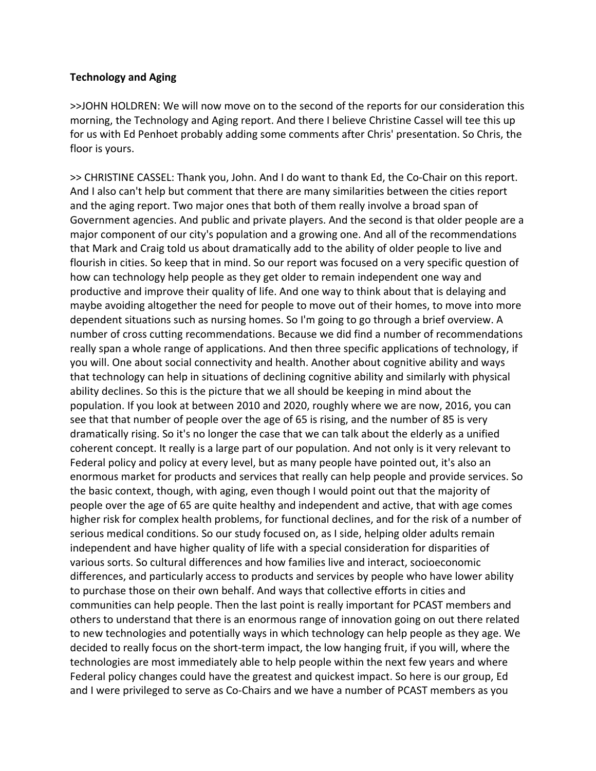**Technology and Aging**

>>JOHN HOLDREN: We will now move on to the second of the reports for our consideration this morning, the Technology and Aging report. And there I believe Christine Cassel will tee this up for us with Ed Penhoet probably adding some comments after Chris' presentation. So Chris, the floor is yours.

>> CHRISTINE CASSEL: Thank you, John. And I do want to thank Ed, the Co-Chair on this report. And I also can't help but comment that there are many similarities between the cities report and the aging report. Two major ones that both of them really involve a broad span of Government agencies. And public and private players. And the second is that older people are a major component of our city's population and a growing one. And all of the recommendations that Mark and Craig told us about dramatically add to the ability of older people to live and flourish in cities. So keep that in mind. So our report was focused on a very specific question of how can technology help people as they get older to remain independent one way and productive and improve their quality of life. And one way to think about that is delaying and maybe avoiding altogether the need for people to move out of their homes, to move into more dependent situations such as nursing homes. So I'm going to go through a brief overview. A number of cross cutting recommendations. Because we did find a number of recommendations really span a whole range of applications. And then three specific applications of technology, if you will. One about social connectivity and health. Another about cognitive ability and ways that technology can help in situations of declining cognitive ability and similarly with physical ability declines. So this is the picture that we all should be keeping in mind about the population. If you look at between 2010 and 2020, roughly where we are now, 2016, you can see that that number of people over the age of 65 is rising, and the number of 85 is very dramatically rising. So it's no longer the case that we can talk about the elderly as a unified coherent concept. It really is a large part of our population. And not only is it very relevant to Federal policy and policy at every level, but as many people have pointed out, it's also an enormous market for products and services that really can help people and provide services. So the basic context, though, with aging, even though I would point out that the majority of people over the age of 65 are quite healthy and independent and active, that with age comes higher risk for complex health problems, for functional declines, and for the risk of a number of serious medical conditions. So our study focused on, as I side, helping older adults remain independent and have higher quality of life with a special consideration for disparities of various sorts. So cultural differences and how families live and interact, socioeconomic differences, and particularly access to products and services by people who have lower ability to purchase those on their own behalf. And ways that collective efforts in cities and communities can help people. Then the last point is really important for PCAST members and others to understand that there is an enormous range of innovation going on out there related to new technologies and potentially ways in which technology can help people as they age. We decided to really focus on the short-term impact, the low hanging fruit, if you will, where the technologies are most immediately able to help people within the next few years and where Federal policy changes could have the greatest and quickest impact. So here is our group, Ed and I were privileged to serve as Co-Chairs and we have a number of PCAST members as you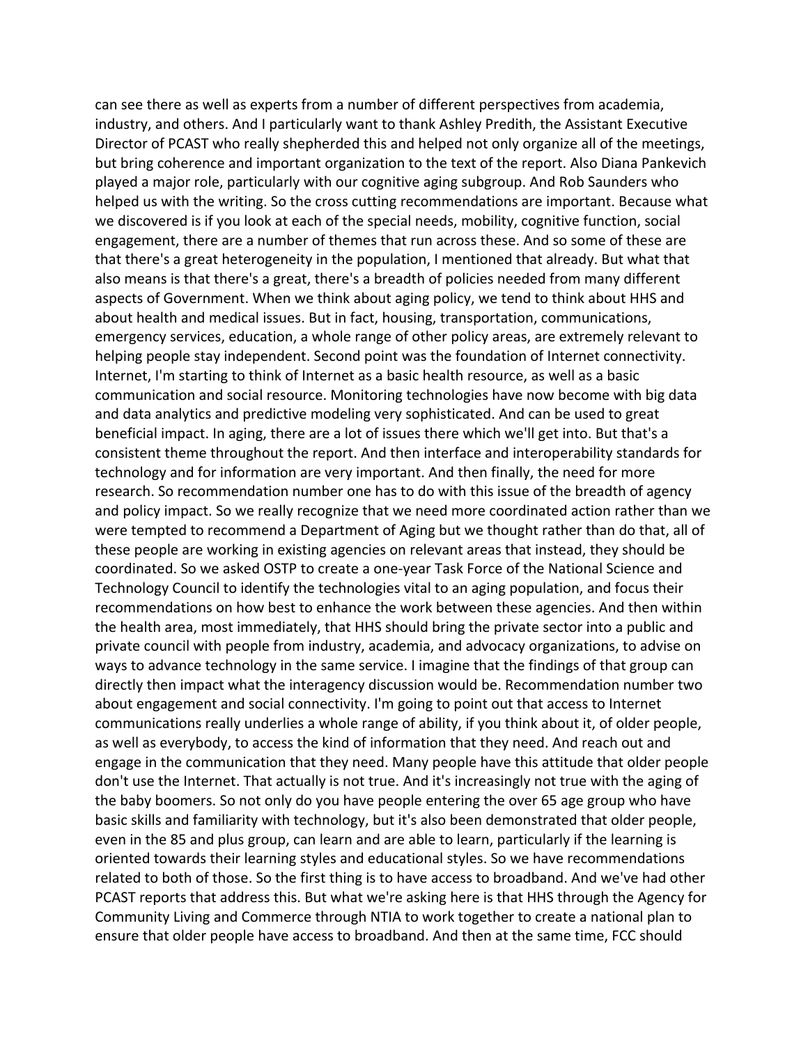can see there as well as experts from a number of different perspectives from academia, industry, and others. And I particularly want to thank Ashley Predith, the Assistant Executive Director of PCAST who really shepherded this and helped not only organize all of the meetings, but bring coherence and important organization to the text of the report. Also Diana Pankevich played a major role, particularly with our cognitive aging subgroup. And Rob Saunders who helped us with the writing. So the cross cutting recommendations are important. Because what we discovered is if you look at each of the special needs, mobility, cognitive function, social engagement, there are a number of themes that run across these. And so some of these are that there's a great heterogeneity in the population, I mentioned that already. But what that also means is that there's a great, there's a breadth of policies needed from many different aspects of Government. When we think about aging policy, we tend to think about HHS and about health and medical issues. But in fact, housing, transportation, communications, emergency services, education, a whole range of other policy areas, are extremely relevant to helping people stay independent. Second point was the foundation of Internet connectivity. Internet, I'm starting to think of Internet as a basic health resource, as well as a basic communication and social resource. Monitoring technologies have now become with big data and data analytics and predictive modeling very sophisticated. And can be used to great beneficial impact. In aging, there are a lot of issues there which we'll get into. But that's a consistent theme throughout the report. And then interface and interoperability standards for technology and for information are very important. And then finally, the need for more research. So recommendation number one has to do with this issue of the breadth of agency and policy impact. So we really recognize that we need more coordinated action rather than we were tempted to recommend a Department of Aging but we thought rather than do that, all of these people are working in existing agencies on relevant areas that instead, they should be coordinated. So we asked OSTP to create a one-year Task Force of the National Science and Technology Council to identify the technologies vital to an aging population, and focus their recommendations on how best to enhance the work between these agencies. And then within the health area, most immediately, that HHS should bring the private sector into a public and private council with people from industry, academia, and advocacy organizations, to advise on ways to advance technology in the same service. I imagine that the findings of that group can directly then impact what the interagency discussion would be. Recommendation number two about engagement and social connectivity. I'm going to point out that access to Internet communications really underlies a whole range of ability, if you think about it, of older people, as well as everybody, to access the kind of information that they need. And reach out and engage in the communication that they need. Many people have this attitude that older people don't use the Internet. That actually is not true. And it's increasingly not true with the aging of the baby boomers. So not only do you have people entering the over 65 age group who have basic skills and familiarity with technology, but it's also been demonstrated that older people, even in the 85 and plus group, can learn and are able to learn, particularly if the learning is oriented towards their learning styles and educational styles. So we have recommendations related to both of those. So the first thing is to have access to broadband. And we've had other PCAST reports that address this. But what we're asking here is that HHS through the Agency for Community Living and Commerce through NTIA to work together to create a national plan to ensure that older people have access to broadband. And then at the same time, FCC should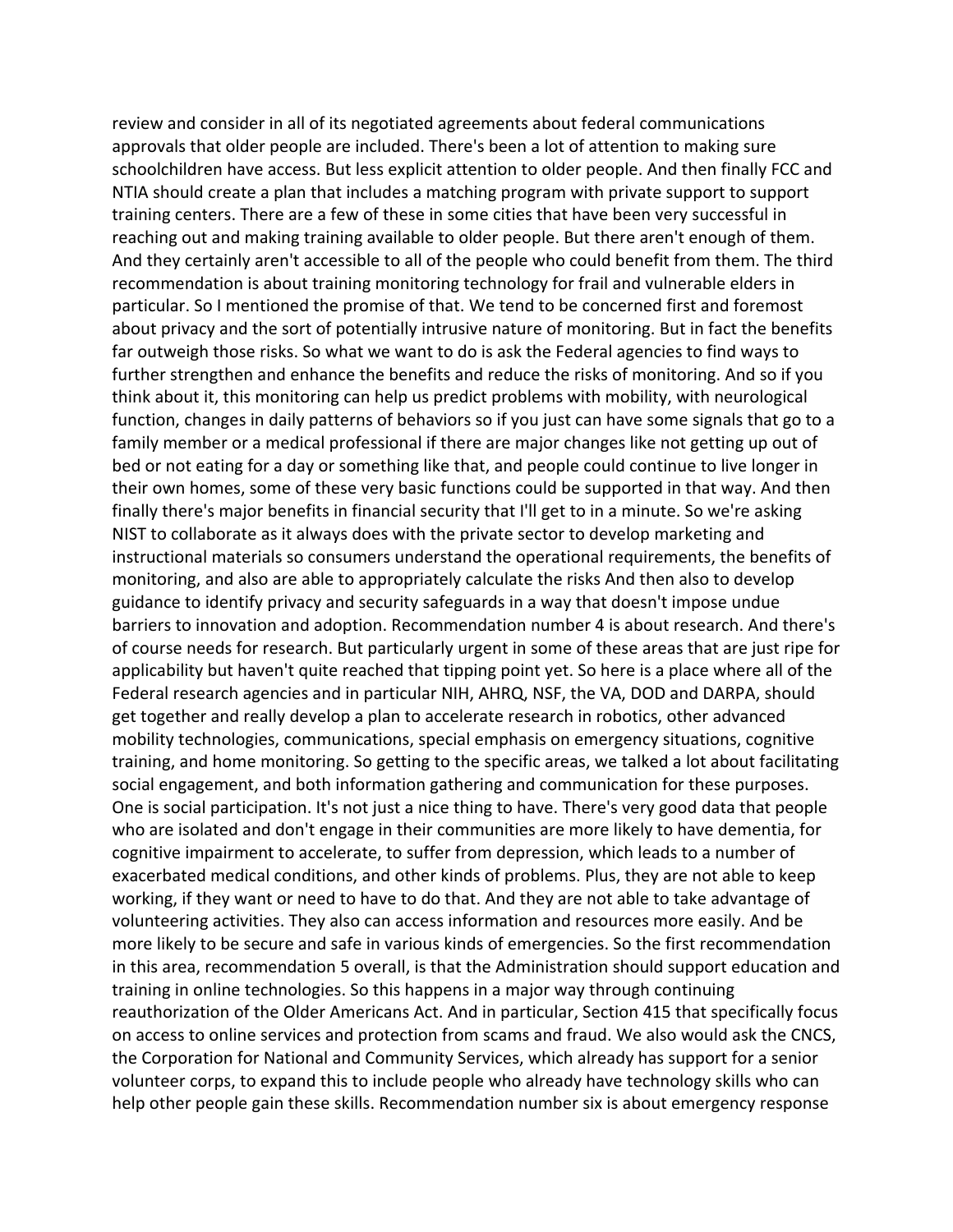review and consider in all of its negotiated agreements about federal communications approvals that older people are included. There's been a lot of attention to making sure schoolchildren have access. But less explicit attention to older people. And then finally FCC and NTIA should create a plan that includes a matching program with private support to support training centers. There are a few of these in some cities that have been very successful in reaching out and making training available to older people. But there aren't enough of them. And they certainly aren't accessible to all of the people who could benefit from them. The third recommendation is about training monitoring technology for frail and vulnerable elders in particular. So I mentioned the promise of that. We tend to be concerned first and foremost about privacy and the sort of potentially intrusive nature of monitoring. But in fact the benefits far outweigh those risks. So what we want to do is ask the Federal agencies to find ways to further strengthen and enhance the benefits and reduce the risks of monitoring. And so if you think about it, this monitoring can help us predict problems with mobility, with neurological function, changes in daily patterns of behaviors so if you just can have some signals that go to a family member or a medical professional if there are major changes like not getting up out of bed or not eating for a day or something like that, and people could continue to live longer in their own homes, some of these very basic functions could be supported in that way. And then finally there's major benefits in financial security that I'll get to in a minute. So we're asking NIST to collaborate as it always does with the private sector to develop marketing and instructional materials so consumers understand the operational requirements, the benefits of monitoring, and also are able to appropriately calculate the risks And then also to develop guidance to identify privacy and security safeguards in a way that doesn't impose undue barriers to innovation and adoption. Recommendation number 4 is about research. And there's of course needs for research. But particularly urgent in some of these areas that are just ripe for applicability but haven't quite reached that tipping point yet. So here is a place where all of the Federal research agencies and in particular NIH, AHRQ, NSF, the VA, DOD and DARPA, should get together and really develop a plan to accelerate research in robotics, other advanced mobility technologies, communications, special emphasis on emergency situations, cognitive training, and home monitoring. So getting to the specific areas, we talked a lot about facilitating social engagement, and both information gathering and communication for these purposes. One is social participation. It's not just a nice thing to have. There's very good data that people who are isolated and don't engage in their communities are more likely to have dementia, for cognitive impairment to accelerate, to suffer from depression, which leads to a number of exacerbated medical conditions, and other kinds of problems. Plus, they are not able to keep working, if they want or need to have to do that. And they are not able to take advantage of volunteering activities. They also can access information and resources more easily. And be more likely to be secure and safe in various kinds of emergencies. So the first recommendation in this area, recommendation 5 overall, is that the Administration should support education and training in online technologies. So this happens in a major way through continuing reauthorization of the Older Americans Act. And in particular, Section 415 that specifically focus on access to online services and protection from scams and fraud. We also would ask the CNCS, the Corporation for National and Community Services, which already has support for a senior volunteer corps, to expand this to include people who already have technology skills who can help other people gain these skills. Recommendation number six is about emergency response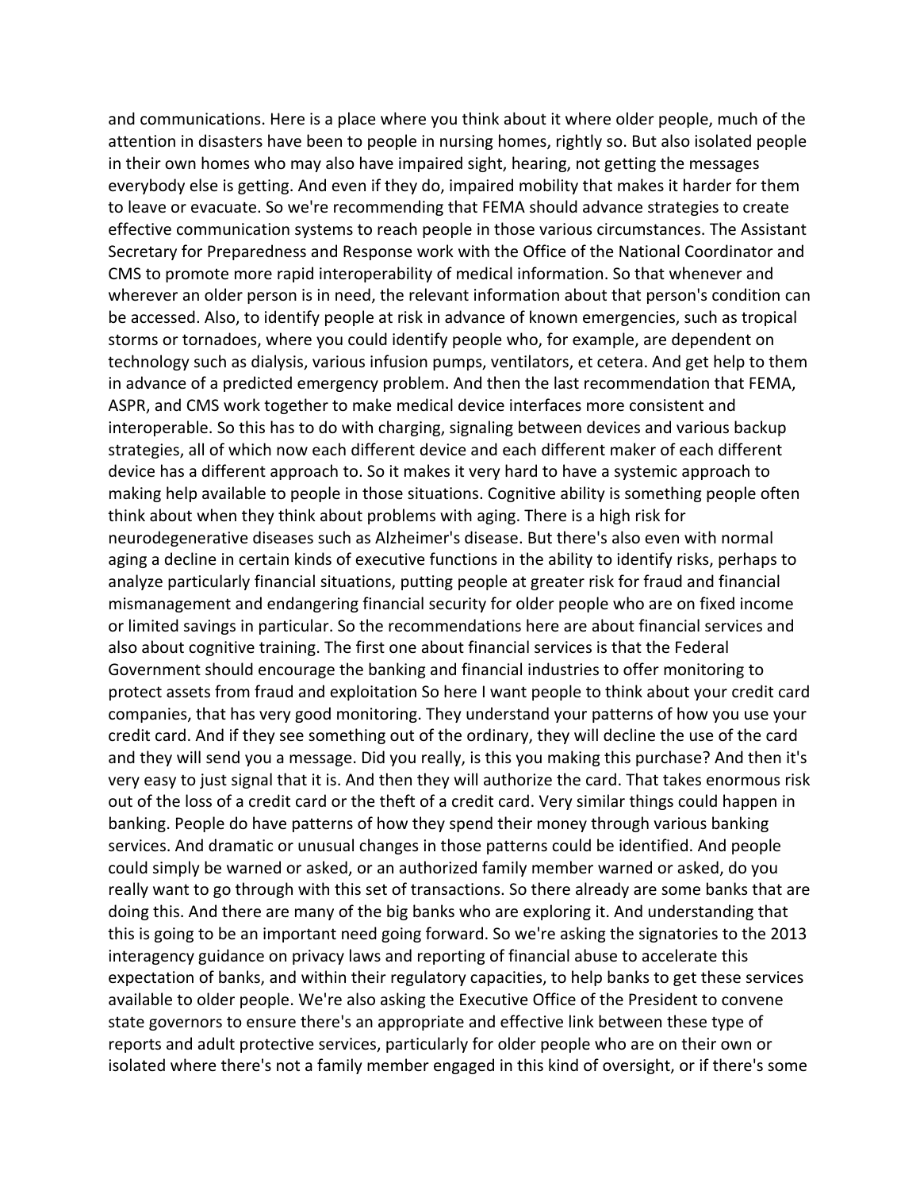and communications. Here is a place where you think about it where older people, much of the attention in disasters have been to people in nursing homes, rightly so. But also isolated people in their own homes who may also have impaired sight, hearing, not getting the messages everybody else is getting. And even if they do, impaired mobility that makes it harder for them to leave or evacuate. So we're recommending that FEMA should advance strategies to create effective communication systems to reach people in those various circumstances. The Assistant Secretary for Preparedness and Response work with the Office of the National Coordinator and CMS to promote more rapid interoperability of medical information. So that whenever and wherever an older person is in need, the relevant information about that person's condition can be accessed. Also, to identify people at risk in advance of known emergencies, such as tropical storms or tornadoes, where you could identify people who, for example, are dependent on technology such as dialysis, various infusion pumps, ventilators, et cetera. And get help to them in advance of a predicted emergency problem. And then the last recommendation that FEMA, ASPR, and CMS work together to make medical device interfaces more consistent and interoperable. So this has to do with charging, signaling between devices and various backup strategies, all of which now each different device and each different maker of each different device has a different approach to. So it makes it very hard to have a systemic approach to making help available to people in those situations. Cognitive ability is something people often think about when they think about problems with aging. There is a high risk for neurodegenerative diseases such as Alzheimer's disease. But there's also even with normal aging a decline in certain kinds of executive functions in the ability to identify risks, perhaps to analyze particularly financial situations, putting people at greater risk for fraud and financial mismanagement and endangering financial security for older people who are on fixed income or limited savings in particular. So the recommendations here are about financial services and also about cognitive training. The first one about financial services is that the Federal Government should encourage the banking and financial industries to offer monitoring to protect assets from fraud and exploitation So here I want people to think about your credit card companies, that has very good monitoring. They understand your patterns of how you use your credit card. And if they see something out of the ordinary, they will decline the use of the card and they will send you a message. Did you really, is this you making this purchase? And then it's very easy to just signal that it is. And then they will authorize the card. That takes enormous risk out of the loss of a credit card or the theft of a credit card. Very similar things could happen in banking. People do have patterns of how they spend their money through various banking services. And dramatic or unusual changes in those patterns could be identified. And people could simply be warned or asked, or an authorized family member warned or asked, do you really want to go through with this set of transactions. So there already are some banks that are doing this. And there are many of the big banks who are exploring it. And understanding that this is going to be an important need going forward. So we're asking the signatories to the 2013 interagency guidance on privacy laws and reporting of financial abuse to accelerate this expectation of banks, and within their regulatory capacities, to help banks to get these services available to older people. We're also asking the Executive Office of the President to convene state governors to ensure there's an appropriate and effective link between these type of reports and adult protective services, particularly for older people who are on their own or isolated where there's not a family member engaged in this kind of oversight, or if there's some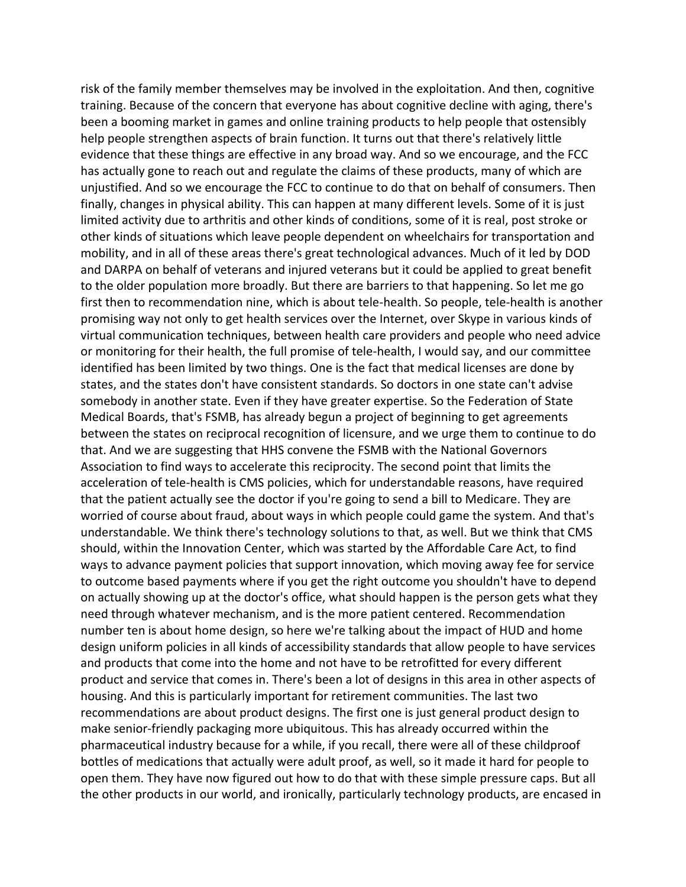risk of the family member themselves may be involved in the exploitation. And then, cognitive training. Because of the concern that everyone has about cognitive decline with aging, there's been a booming market in games and online training products to help people that ostensibly help people strengthen aspects of brain function. It turns out that there's relatively little evidence that these things are effective in any broad way. And so we encourage, and the FCC has actually gone to reach out and regulate the claims of these products, many of which are unjustified. And so we encourage the FCC to continue to do that on behalf of consumers. Then finally, changes in physical ability. This can happen at many different levels. Some of it is just limited activity due to arthritis and other kinds of conditions, some of it is real, post stroke or other kinds of situations which leave people dependent on wheelchairs for transportation and mobility, and in all of these areas there's great technological advances. Much of it led by DOD and DARPA on behalf of veterans and injured veterans but it could be applied to great benefit to the older population more broadly. But there are barriers to that happening. So let me go first then to recommendation nine, which is about tele-health. So people, tele-health is another promising way not only to get health services over the Internet, over Skype in various kinds of virtual communication techniques, between health care providers and people who need advice or monitoring for their health, the full promise of tele-health, I would say, and our committee identified has been limited by two things. One is the fact that medical licenses are done by states, and the states don't have consistent standards. So doctors in one state can't advise somebody in another state. Even if they have greater expertise. So the Federation of State Medical Boards, that's FSMB, has already begun a project of beginning to get agreements between the states on reciprocal recognition of licensure, and we urge them to continue to do that. And we are suggesting that HHS convene the FSMB with the National Governors Association to find ways to accelerate this reciprocity. The second point that limits the acceleration of tele-health is CMS policies, which for understandable reasons, have required that the patient actually see the doctor if you're going to send a bill to Medicare. They are worried of course about fraud, about ways in which people could game the system. And that's understandable. We think there's technology solutions to that, as well. But we think that CMS should, within the Innovation Center, which was started by the Affordable Care Act, to find ways to advance payment policies that support innovation, which moving away fee for service to outcome based payments where if you get the right outcome you shouldn't have to depend on actually showing up at the doctor's office, what should happen is the person gets what they need through whatever mechanism, and is the more patient centered. Recommendation number ten is about home design, so here we're talking about the impact of HUD and home design uniform policies in all kinds of accessibility standards that allow people to have services and products that come into the home and not have to be retrofitted for every different product and service that comes in. There's been a lot of designs in this area in other aspects of housing. And this is particularly important for retirement communities. The last two recommendations are about product designs. The first one is just general product design to make senior-friendly packaging more ubiquitous. This has already occurred within the pharmaceutical industry because for a while, if you recall, there were all of these childproof bottles of medications that actually were adult proof, as well, so it made it hard for people to open them. They have now figured out how to do that with these simple pressure caps. But all the other products in our world, and ironically, particularly technology products, are encased in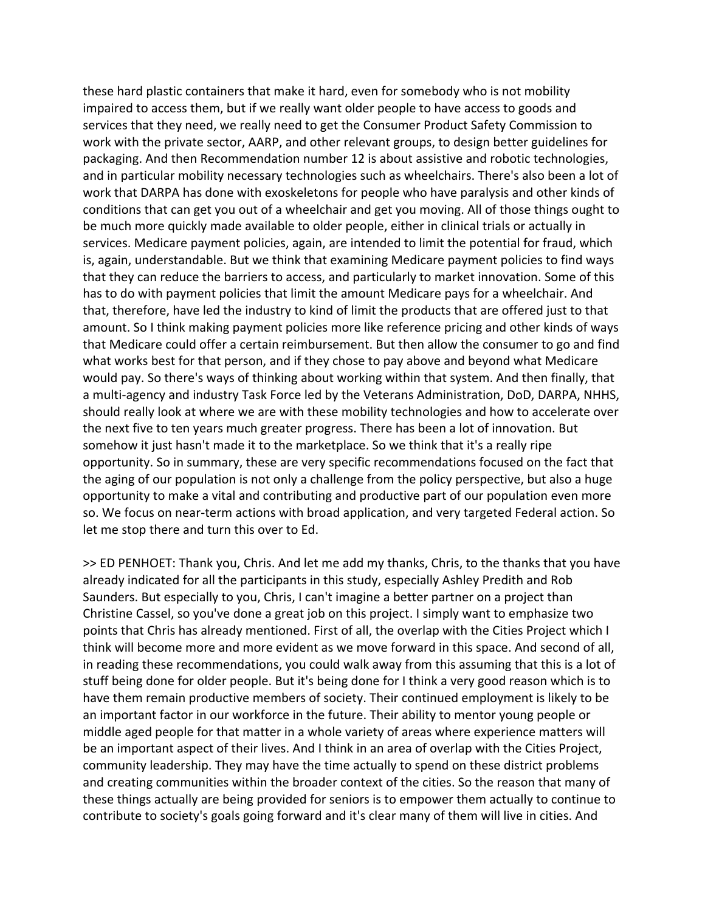these hard plastic containers that make it hard, even for somebody who is not mobility impaired to access them, but if we really want older people to have access to goods and services that they need, we really need to get the Consumer Product Safety Commission to work with the private sector, AARP, and other relevant groups, to design better guidelines for packaging. And then Recommendation number 12 is about assistive and robotic technologies, and in particular mobility necessary technologies such as wheelchairs. There's also been a lot of work that DARPA has done with exoskeletons for people who have paralysis and other kinds of conditions that can get you out of a wheelchair and get you moving. All of those things ought to be much more quickly made available to older people, either in clinical trials or actually in services. Medicare payment policies, again, are intended to limit the potential for fraud, which is, again, understandable. But we think that examining Medicare payment policies to find ways that they can reduce the barriers to access, and particularly to market innovation. Some of this has to do with payment policies that limit the amount Medicare pays for a wheelchair. And that, therefore, have led the industry to kind of limit the products that are offered just to that amount. So I think making payment policies more like reference pricing and other kinds of ways that Medicare could offer a certain reimbursement. But then allow the consumer to go and find what works best for that person, and if they chose to pay above and beyond what Medicare would pay. So there's ways of thinking about working within that system. And then finally, that a multi-agency and industry Task Force led by the Veterans Administration, DoD, DARPA, NHHS, should really look at where we are with these mobility technologies and how to accelerate over the next five to ten years much greater progress. There has been a lot of innovation. But somehow it just hasn't made it to the marketplace. So we think that it's a really ripe opportunity. So in summary, these are very specific recommendations focused on the fact that the aging of our population is not only a challenge from the policy perspective, but also a huge opportunity to make a vital and contributing and productive part of our population even more so. We focus on near-term actions with broad application, and very targeted Federal action. So let me stop there and turn this over to Ed.

>> ED PENHOET: Thank you, Chris. And let me add my thanks, Chris, to the thanks that you have already indicated for all the participants in this study, especially Ashley Predith and Rob Saunders. But especially to you, Chris, I can't imagine a better partner on a project than Christine Cassel, so you've done a great job on this project. I simply want to emphasize two points that Chris has already mentioned. First of all, the overlap with the Cities Project which I think will become more and more evident as we move forward in this space. And second of all, in reading these recommendations, you could walk away from this assuming that this is a lot of stuff being done for older people. But it's being done for I think a very good reason which is to have them remain productive members of society. Their continued employment is likely to be an important factor in our workforce in the future. Their ability to mentor young people or middle aged people for that matter in a whole variety of areas where experience matters will be an important aspect of their lives. And I think in an area of overlap with the Cities Project, community leadership. They may have the time actually to spend on these district problems and creating communities within the broader context of the cities. So the reason that many of these things actually are being provided for seniors is to empower them actually to continue to contribute to society's goals going forward and it's clear many of them will live in cities. And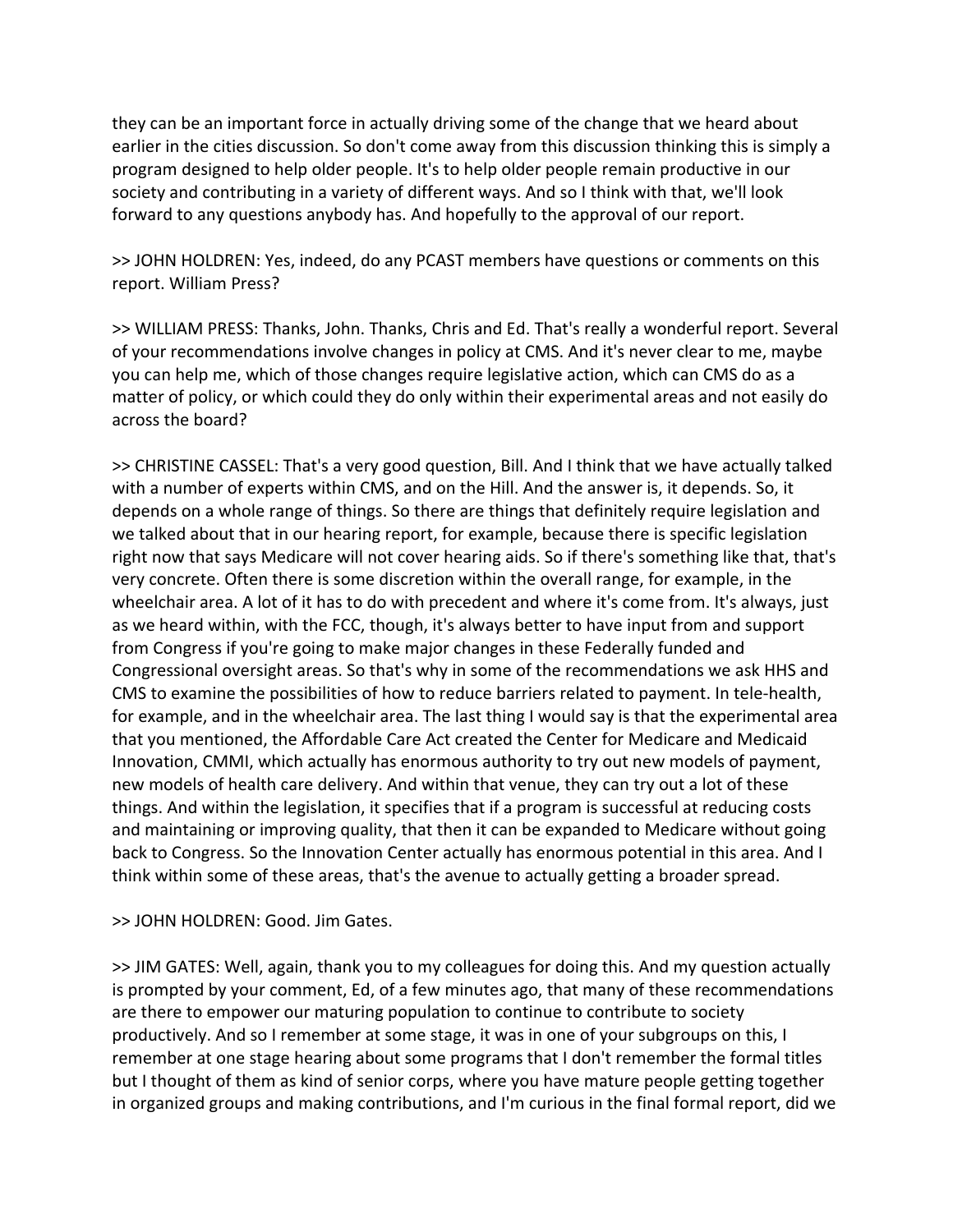they can be an important force in actually driving some of the change that we heard about earlier in the cities discussion. So don't come away from this discussion thinking this is simply a program designed to help older people. It's to help older people remain productive in our society and contributing in a variety of different ways. And so I think with that, we'll look forward to any questions anybody has. And hopefully to the approval of our report.

>> JOHN HOLDREN: Yes, indeed, do any PCAST members have questions or comments on this report. William Press?

>> WILLIAM PRESS: Thanks, John. Thanks, Chris and Ed. That's really a wonderful report. Several of your recommendations involve changes in policy at CMS. And it's never clear to me, maybe you can help me, which of those changes require legislative action, which can CMS do as a matter of policy, or which could they do only within their experimental areas and not easily do across the board?

>> CHRISTINE CASSEL: That's a very good question, Bill. And I think that we have actually talked with a number of experts within CMS, and on the Hill. And the answer is, it depends. So, it depends on a whole range of things. So there are things that definitely require legislation and we talked about that in our hearing report, for example, because there is specific legislation right now that says Medicare will not cover hearing aids. So if there's something like that, that's very concrete. Often there is some discretion within the overall range, for example, in the wheelchair area. A lot of it has to do with precedent and where it's come from. It's always, just as we heard within, with the FCC, though, it's always better to have input from and support from Congress if you're going to make major changes in these Federally funded and Congressional oversight areas. So that's why in some of the recommendations we ask HHS and CMS to examine the possibilities of how to reduce barriers related to payment. In tele-health, for example, and in the wheelchair area. The last thing I would say is that the experimental area that you mentioned, the Affordable Care Act created the Center for Medicare and Medicaid Innovation, CMMI, which actually has enormous authority to try out new models of payment, new models of health care delivery. And within that venue, they can try out a lot of these things. And within the legislation, it specifies that if a program is successful at reducing costs and maintaining or improving quality, that then it can be expanded to Medicare without going back to Congress. So the Innovation Center actually has enormous potential in this area. And I think within some of these areas, that's the avenue to actually getting a broader spread.

>> JOHN HOLDREN: Good. Jim Gates.

>> JIM GATES: Well, again, thank you to my colleagues for doing this. And my question actually is prompted by your comment, Ed, of a few minutes ago, that many of these recommendations are there to empower our maturing population to continue to contribute to society productively. And so I remember at some stage, it was in one of your subgroups on this, I remember at one stage hearing about some programs that I don't remember the formal titles but I thought of them as kind of senior corps, where you have mature people getting together in organized groups and making contributions, and I'm curious in the final formal report, did we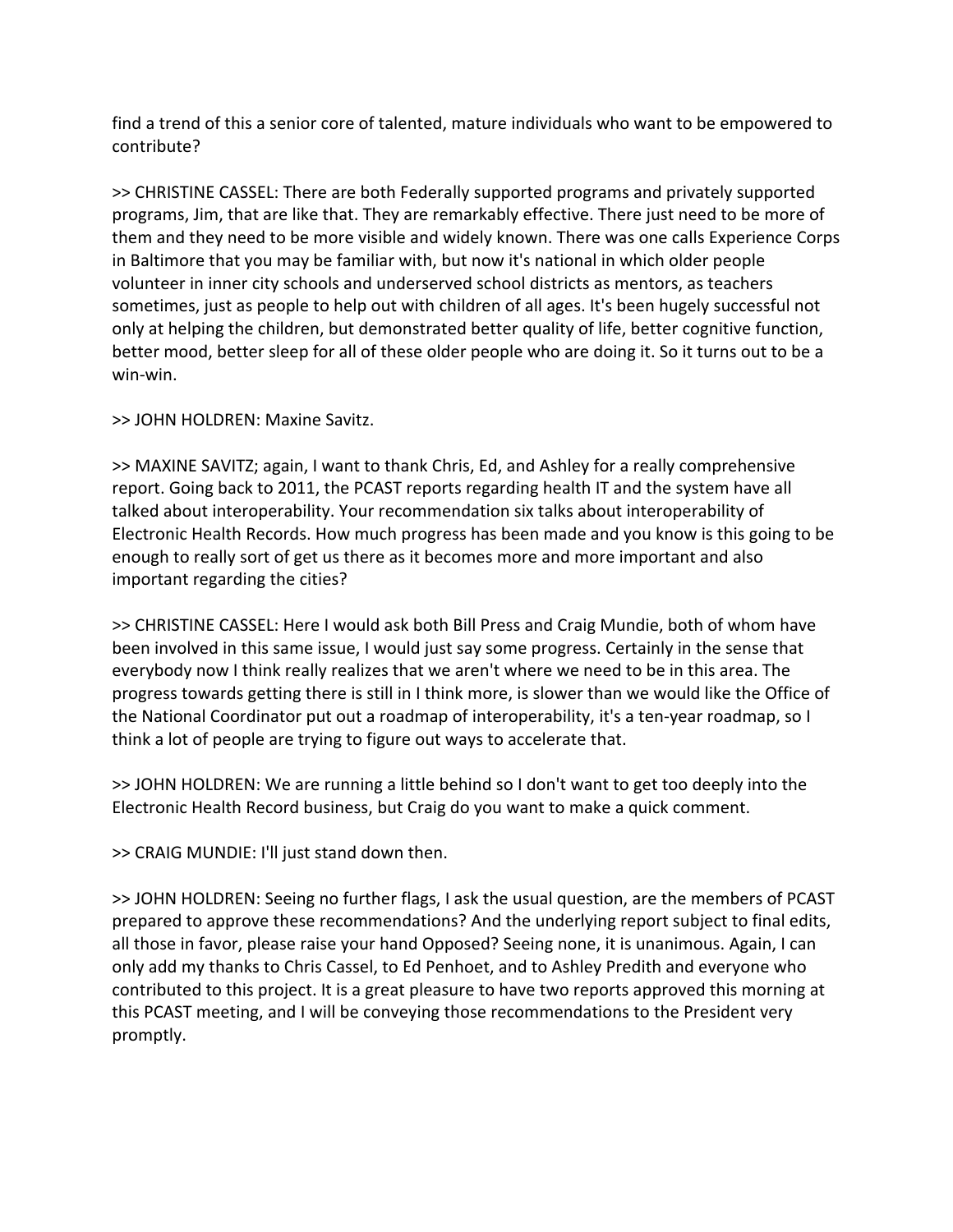find a trend of this a senior core of talented, mature individuals who want to be empowered to contribute?

>> CHRISTINE CASSEL: There are both Federally supported programs and privately supported programs, Jim, that are like that. They are remarkably effective. There just need to be more of them and they need to be more visible and widely known. There was one calls Experience Corps in Baltimore that you may be familiar with, but now it's national in which older people volunteer in inner city schools and underserved school districts as mentors, as teachers sometimes, just as people to help out with children of all ages. It's been hugely successful not only at helping the children, but demonstrated better quality of life, better cognitive function, better mood, better sleep for all of these older people who are doing it. So it turns out to be a win-win.

>> JOHN HOLDREN: Maxine Savitz.

>> MAXINE SAVITZ; again, I want to thank Chris, Ed, and Ashley for a really comprehensive report. Going back to 2011, the PCAST reports regarding health IT and the system have all talked about interoperability. Your recommendation six talks about interoperability of Electronic Health Records. How much progress has been made and you know is this going to be enough to really sort of get us there as it becomes more and more important and also important regarding the cities?

>> CHRISTINE CASSEL: Here I would ask both Bill Press and Craig Mundie, both of whom have been involved in this same issue, I would just say some progress. Certainly in the sense that everybody now I think really realizes that we aren't where we need to be in this area. The progress towards getting there is still in I think more, is slower than we would like the Office of the National Coordinator put out a roadmap of interoperability, it's a ten-year roadmap, so I think a lot of people are trying to figure out ways to accelerate that.

>> JOHN HOLDREN: We are running a little behind so I don't want to get too deeply into the Electronic Health Record business, but Craig do you want to make a quick comment.

>> CRAIG MUNDIE: I'll just stand down then.

>> JOHN HOLDREN: Seeing no further flags, I ask the usual question, are the members of PCAST prepared to approve these recommendations? And the underlying report subject to final edits, all those in favor, please raise your hand Opposed? Seeing none, it is unanimous. Again, I can only add my thanks to Chris Cassel, to Ed Penhoet, and to Ashley Predith and everyone who contributed to this project. It is a great pleasure to have two reports approved this morning at this PCAST meeting, and I will be conveying those recommendations to the President very promptly.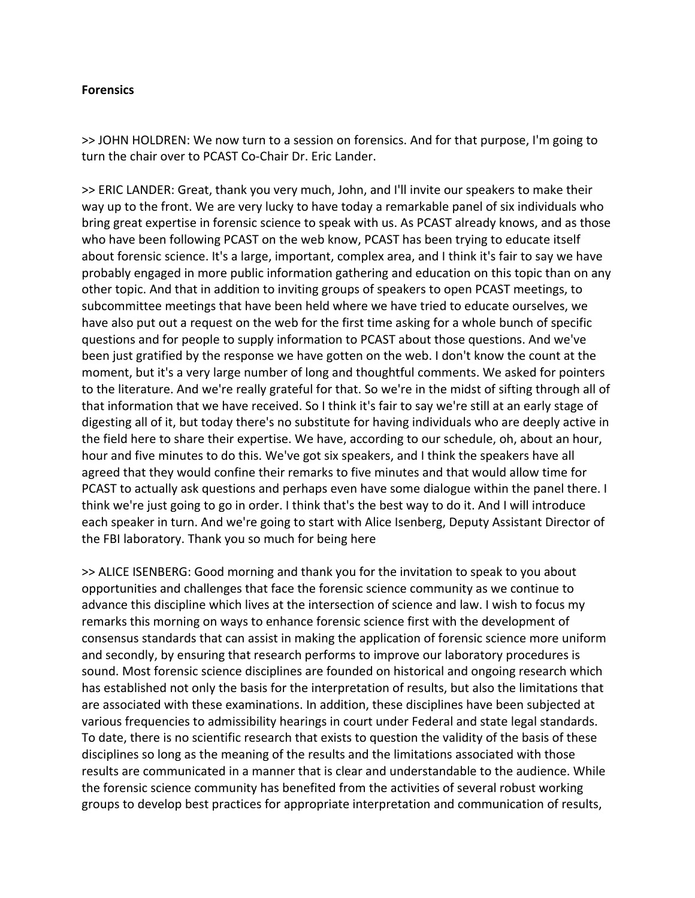**Forensics**

>> JOHN HOLDREN: We now turn to a session on forensics. And for that purpose, I'm going to turn the chair over to PCAST Co-Chair Dr. Eric Lander.

>> ERIC LANDER: Great, thank you very much, John, and I'll invite our speakers to make their way up to the front. We are very lucky to have today a remarkable panel of six individuals who bring great expertise in forensic science to speak with us. As PCAST already knows, and as those who have been following PCAST on the web know, PCAST has been trying to educate itself about forensic science. It's a large, important, complex area, and I think it's fair to say we have probably engaged in more public information gathering and education on this topic than on any other topic. And that in addition to inviting groups of speakers to open PCAST meetings, to subcommittee meetings that have been held where we have tried to educate ourselves, we have also put out a request on the web for the first time asking for a whole bunch of specific questions and for people to supply information to PCAST about those questions. And we've been just gratified by the response we have gotten on the web. I don't know the count at the moment, but it's a very large number of long and thoughtful comments. We asked for pointers to the literature. And we're really grateful for that. So we're in the midst of sifting through all of that information that we have received. So I think it's fair to say we're still at an early stage of digesting all of it, but today there's no substitute for having individuals who are deeply active in the field here to share their expertise. We have, according to our schedule, oh, about an hour, hour and five minutes to do this. We've got six speakers, and I think the speakers have all agreed that they would confine their remarks to five minutes and that would allow time for PCAST to actually ask questions and perhaps even have some dialogue within the panel there. I think we're just going to go in order. I think that's the best way to do it. And I will introduce each speaker in turn. And we're going to start with Alice Isenberg, Deputy Assistant Director of the FBI laboratory. Thank you so much for being here

>> ALICE ISENBERG: Good morning and thank you for the invitation to speak to you about opportunities and challenges that face the forensic science community as we continue to advance this discipline which lives at the intersection of science and law. I wish to focus my remarks this morning on ways to enhance forensic science first with the development of consensus standards that can assist in making the application of forensic science more uniform and secondly, by ensuring that research performs to improve our laboratory procedures is sound. Most forensic science disciplines are founded on historical and ongoing research which has established not only the basis for the interpretation of results, but also the limitations that are associated with these examinations. In addition, these disciplines have been subjected at various frequencies to admissibility hearings in court under Federal and state legal standards. To date, there is no scientific research that exists to question the validity of the basis of these disciplines so long as the meaning of the results and the limitations associated with those results are communicated in a manner that is clear and understandable to the audience. While the forensic science community has benefited from the activities of several robust working groups to develop best practices for appropriate interpretation and communication of results,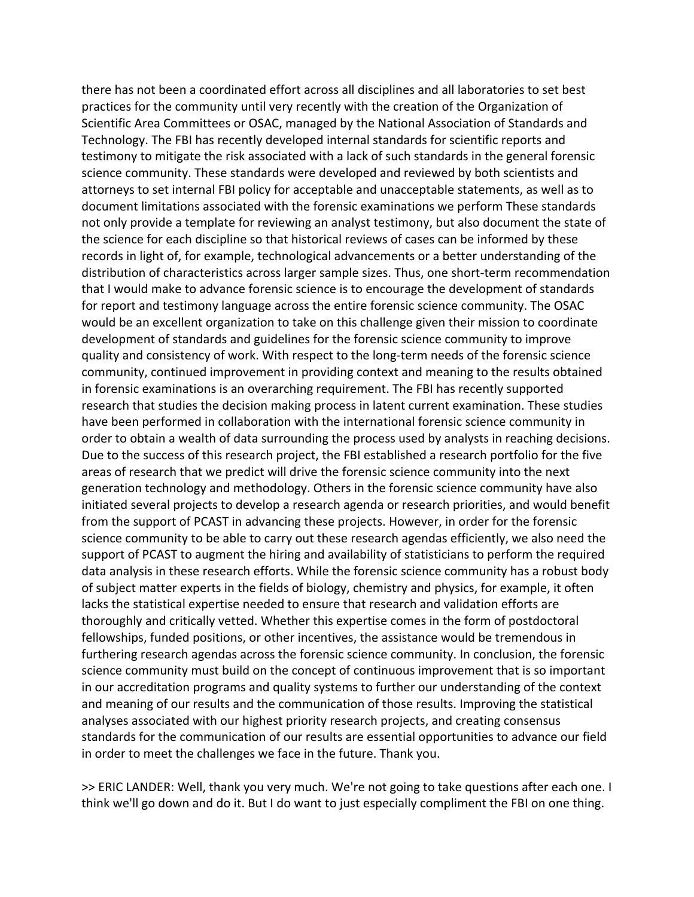there has not been a coordinated effort across all disciplines and all laboratories to set best practices for the community until very recently with the creation of the Organization of Scientific Area Committees or OSAC, managed by the National Association of Standards and Technology. The FBI has recently developed internal standards for scientific reports and testimony to mitigate the risk associated with a lack of such standards in the general forensic science community. These standards were developed and reviewed by both scientists and attorneys to set internal FBI policy for acceptable and unacceptable statements, as well as to document limitations associated with the forensic examinations we perform These standards not only provide a template for reviewing an analyst testimony, but also document the state of the science for each discipline so that historical reviews of cases can be informed by these records in light of, for example, technological advancements or a better understanding of the distribution of characteristics across larger sample sizes. Thus, one short-term recommendation that I would make to advance forensic science is to encourage the development of standards for report and testimony language across the entire forensic science community. The OSAC would be an excellent organization to take on this challenge given their mission to coordinate development of standards and guidelines for the forensic science community to improve quality and consistency of work. With respect to the long-term needs of the forensic science community, continued improvement in providing context and meaning to the results obtained in forensic examinations is an overarching requirement. The FBI has recently supported research that studies the decision making process in latent current examination. These studies have been performed in collaboration with the international forensic science community in order to obtain a wealth of data surrounding the process used by analysts in reaching decisions. Due to the success of this research project, the FBI established a research portfolio for the five areas of research that we predict will drive the forensic science community into the next generation technology and methodology. Others in the forensic science community have also initiated several projects to develop a research agenda or research priorities, and would benefit from the support of PCAST in advancing these projects. However, in order for the forensic science community to be able to carry out these research agendas efficiently, we also need the support of PCAST to augment the hiring and availability of statisticians to perform the required data analysis in these research efforts. While the forensic science community has a robust body of subject matter experts in the fields of biology, chemistry and physics, for example, it often lacks the statistical expertise needed to ensure that research and validation efforts are thoroughly and critically vetted. Whether this expertise comes in the form of postdoctoral fellowships, funded positions, or other incentives, the assistance would be tremendous in furthering research agendas across the forensic science community. In conclusion, the forensic science community must build on the concept of continuous improvement that is so important in our accreditation programs and quality systems to further our understanding of the context and meaning of our results and the communication of those results. Improving the statistical analyses associated with our highest priority research projects, and creating consensus standards for the communication of our results are essential opportunities to advance our field in order to meet the challenges we face in the future. Thank you.

>> ERIC LANDER: Well, thank you very much. We're not going to take questions after each one. I think we'll go down and do it. But I do want to just especially compliment the FBI on one thing.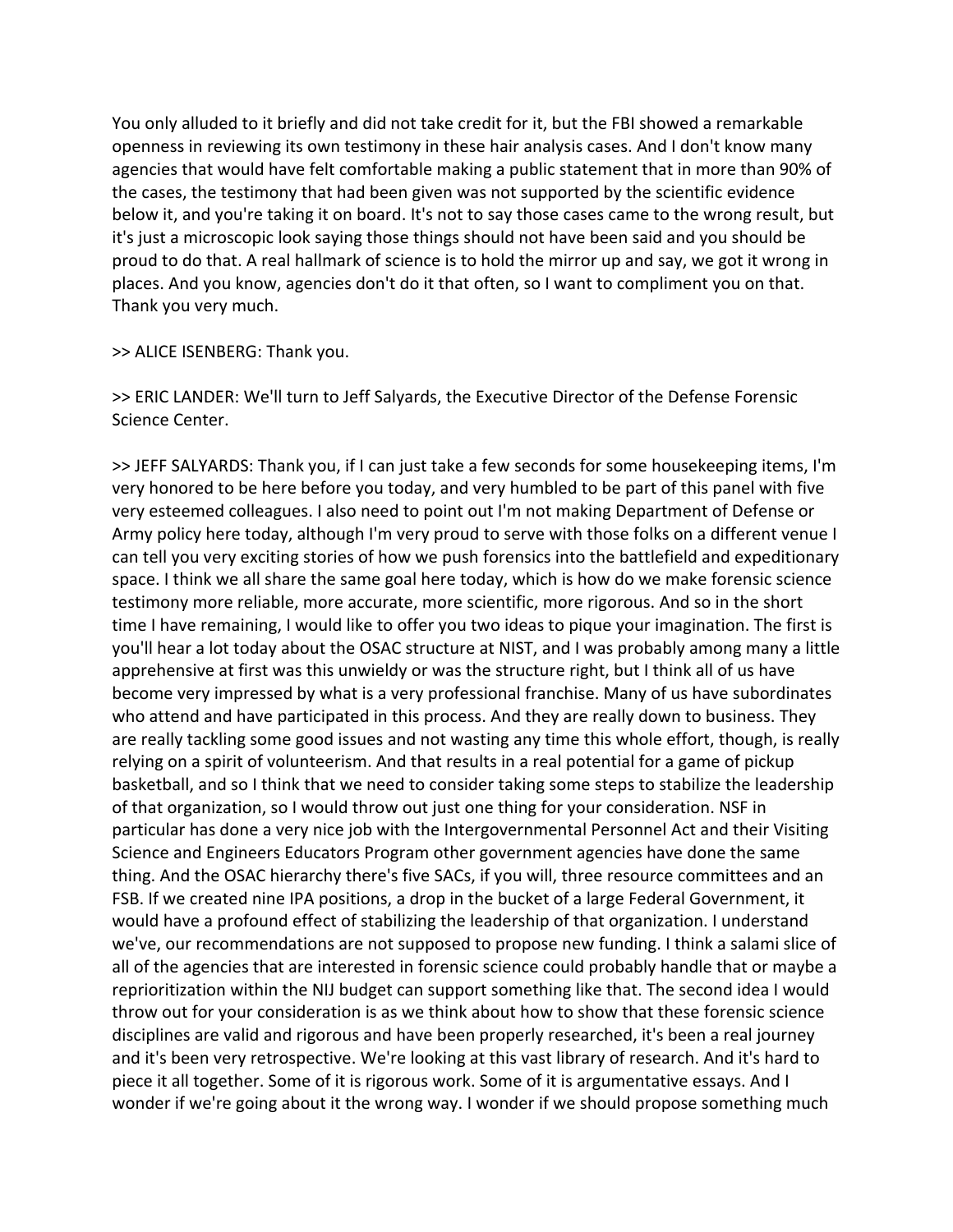You only alluded to it briefly and did not take credit for it, but the FBI showed a remarkable openness in reviewing its own testimony in these hair analysis cases. And I don't know many agencies that would have felt comfortable making a public statement that in more than 90% of the cases, the testimony that had been given was not supported by the scientific evidence below it, and you're taking it on board. It's not to say those cases came to the wrong result, but it's just a microscopic look saying those things should not have been said and you should be proud to do that. A real hallmark of science is to hold the mirror up and say, we got it wrong in places. And you know, agencies don't do it that often, so I want to compliment you on that. Thank you very much.

>> ALICE ISENBERG: Thank you.

>> ERIC LANDER: We'll turn to Jeff Salyards, the Executive Director of the Defense Forensic Science Center.

>> JEFF SALYARDS: Thank you, if I can just take a few seconds for some housekeeping items, I'm very honored to be here before you today, and very humbled to be part of this panel with five very esteemed colleagues. I also need to point out I'm not making Department of Defense or Army policy here today, although I'm very proud to serve with those folks on a different venue I can tell you very exciting stories of how we push forensics into the battlefield and expeditionary space. I think we all share the same goal here today, which is how do we make forensic science testimony more reliable, more accurate, more scientific, more rigorous. And so in the short time I have remaining, I would like to offer you two ideas to pique your imagination. The first is you'll hear a lot today about the OSAC structure at NIST, and I was probably among many a little apprehensive at first was this unwieldy or was the structure right, but I think all of us have become very impressed by what is a very professional franchise. Many of us have subordinates who attend and have participated in this process. And they are really down to business. They are really tackling some good issues and not wasting any time this whole effort, though, is really relying on a spirit of volunteerism. And that results in a real potential for a game of pickup basketball, and so I think that we need to consider taking some steps to stabilize the leadership of that organization, so I would throw out just one thing for your consideration. NSF in particular has done a very nice job with the Intergovernmental Personnel Act and their Visiting Science and Engineers Educators Program other government agencies have done the same thing. And the OSAC hierarchy there's five SACs, if you will, three resource committees and an FSB. If we created nine IPA positions, a drop in the bucket of a large Federal Government, it would have a profound effect of stabilizing the leadership of that organization. I understand we've, our recommendations are not supposed to propose new funding. I think a salami slice of all of the agencies that are interested in forensic science could probably handle that or maybe a reprioritization within the NIJ budget can support something like that. The second idea I would throw out for your consideration is as we think about how to show that these forensic science disciplines are valid and rigorous and have been properly researched, it's been a real journey and it's been very retrospective. We're looking at this vast library of research. And it's hard to piece it all together. Some of it is rigorous work. Some of it is argumentative essays. And I wonder if we're going about it the wrong way. I wonder if we should propose something much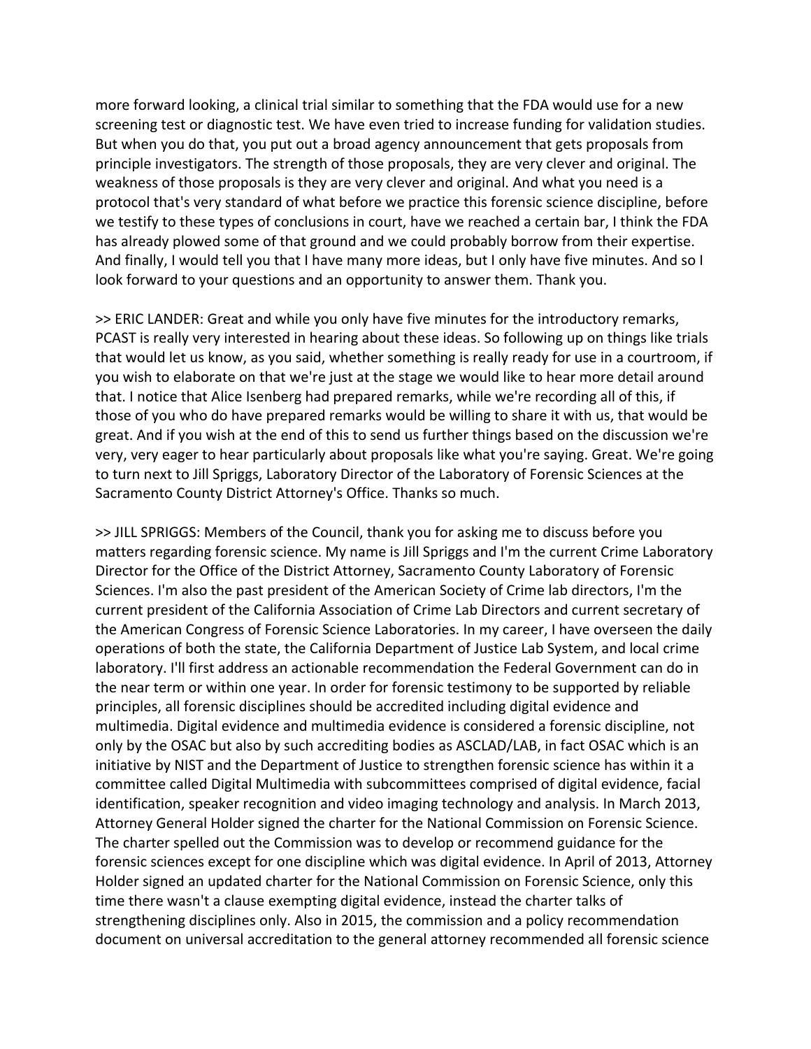more forward looking, a clinical trial similar to something that the FDA would use for a new screening test or diagnostic test. We have even tried to increase funding for validation studies. But when you do that, you put out a broad agency announcement that gets proposals from principle investigators. The strength of those proposals, they are very clever and original. The weakness of those proposals is they are very clever and original. And what you need is a protocol that's very standard of what before we practice this forensic science discipline, before we testify to these types of conclusions in court, have we reached a certain bar, I think the FDA has already plowed some of that ground and we could probably borrow from their expertise. And finally, I would tell you that I have many more ideas, but I only have five minutes. And so I look forward to your questions and an opportunity to answer them. Thank you.

>> ERIC LANDER: Great and while you only have five minutes for the introductory remarks, PCAST is really very interested in hearing about these ideas. So following up on things like trials that would let us know, as you said, whether something is really ready for use in a courtroom, if you wish to elaborate on that we're just at the stage we would like to hear more detail around that. I notice that Alice Isenberg had prepared remarks, while we're recording all of this, if those of you who do have prepared remarks would be willing to share it with us, that would be great. And if you wish at the end of this to send us further things based on the discussion we're very, very eager to hear particularly about proposals like what you're saying. Great. We're going to turn next to Jill Spriggs, Laboratory Director of the Laboratory of Forensic Sciences at the Sacramento County District Attorney's Office. Thanks so much.

>> JILL SPRIGGS: Members of the Council, thank you for asking me to discuss before you matters regarding forensic science. My name is Jill Spriggs and I'm the current Crime Laboratory Director for the Office of the District Attorney, Sacramento County Laboratory of Forensic Sciences. I'm also the past president of the American Society of Crime lab directors, I'm the current president of the California Association of Crime Lab Directors and current secretary of the American Congress of Forensic Science Laboratories. In my career, I have overseen the daily operations of both the state, the California Department of Justice Lab System, and local crime laboratory. I'll first address an actionable recommendation the Federal Government can do in the near term or within one year. In order for forensic testimony to be supported by reliable principles, all forensic disciplines should be accredited including digital evidence and multimedia. Digital evidence and multimedia evidence is considered a forensic discipline, not only by the OSAC but also by such accrediting bodies as ASCLAD/LAB, in fact OSAC which is an initiative by NIST and the Department of Justice to strengthen forensic science has within it a committee called Digital Multimedia with subcommittees comprised of digital evidence, facial identification, speaker recognition and video imaging technology and analysis. In March 2013, Attorney General Holder signed the charter for the National Commission on Forensic Science. The charter spelled out the Commission was to develop or recommend guidance for the forensic sciences except for one discipline which was digital evidence. In April of 2013, Attorney Holder signed an updated charter for the National Commission on Forensic Science, only this time there wasn't a clause exempting digital evidence, instead the charter talks of strengthening disciplines only. Also in 2015, the commission and a policy recommendation document on universal accreditation to the general attorney recommended all forensic science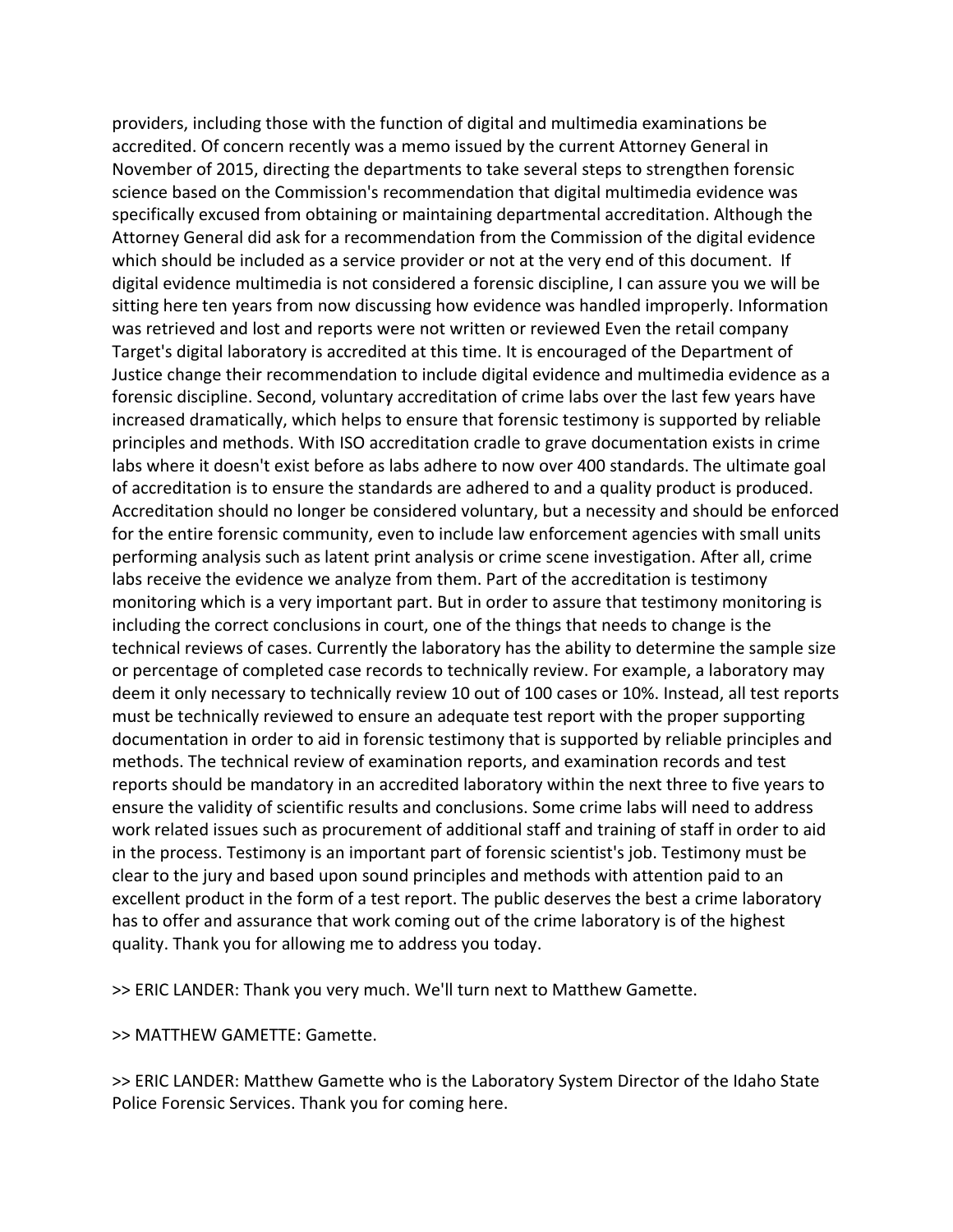providers, including those with the function of digital and multimedia examinations be accredited. Of concern recently was a memo issued by the current Attorney General in November of 2015, directing the departments to take several steps to strengthen forensic science based on the Commission's recommendation that digital multimedia evidence was specifically excused from obtaining or maintaining departmental accreditation. Although the Attorney General did ask for a recommendation from the Commission of the digital evidence which should be included as a service provider or not at the very end of this document.  If digital evidence multimedia is not considered a forensic discipline, I can assure you we will be sitting here ten years from now discussing how evidence was handled improperly. Information was retrieved and lost and reports were not written or reviewed Even the retail company Target's digital laboratory is accredited at this time. It is encouraged of the Department of Justice change their recommendation to include digital evidence and multimedia evidence as a forensic discipline. Second, voluntary accreditation of crime labs over the last few years have increased dramatically, which helps to ensure that forensic testimony is supported by reliable principles and methods. With ISO accreditation cradle to grave documentation exists in crime labs where it doesn't exist before as labs adhere to now over 400 standards. The ultimate goal of accreditation is to ensure the standards are adhered to and a quality product is produced. Accreditation should no longer be considered voluntary, but a necessity and should be enforced for the entire forensic community, even to include law enforcement agencies with small units performing analysis such as latent print analysis or crime scene investigation. After all, crime labs receive the evidence we analyze from them. Part of the accreditation is testimony monitoring which is a very important part. But in order to assure that testimony monitoring is including the correct conclusions in court, one of the things that needs to change is the technical reviews of cases. Currently the laboratory has the ability to determine the sample size or percentage of completed case records to technically review. For example, a laboratory may deem it only necessary to technically review 10 out of 100 cases or 10%. Instead, all test reports must be technically reviewed to ensure an adequate test report with the proper supporting documentation in order to aid in forensic testimony that is supported by reliable principles and methods. The technical review of examination reports, and examination records and test reports should be mandatory in an accredited laboratory within the next three to five years to ensure the validity of scientific results and conclusions. Some crime labs will need to address work related issues such as procurement of additional staff and training of staff in order to aid in the process. Testimony is an important part of forensic scientist's job. Testimony must be clear to the jury and based upon sound principles and methods with attention paid to an excellent product in the form of a test report. The public deserves the best a crime laboratory has to offer and assurance that work coming out of the crime laboratory is of the highest quality. Thank you for allowing me to address you today.

>> ERIC LANDER: Thank you very much. We'll turn next to Matthew Gamette.

>> MATTHEW GAMETTE: Gamette.

>> ERIC LANDER: Matthew Gamette who is the Laboratory System Director of the Idaho State Police Forensic Services. Thank you for coming here.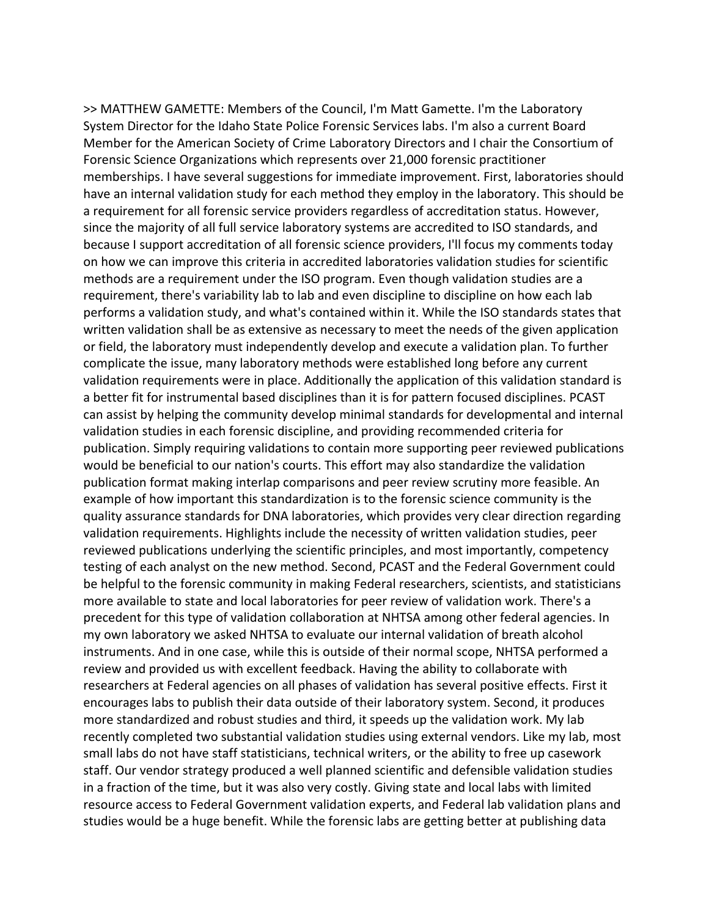>> MATTHEW GAMETTE: Members of the Council, I'm Matt Gamette. I'm the Laboratory System Director for the Idaho State Police Forensic Services labs. I'm also a current Board Member for the American Society of Crime Laboratory Directors and I chair the Consortium of Forensic Science Organizations which represents over 21,000 forensic practitioner memberships. I have several suggestions for immediate improvement. First, laboratories should have an internal validation study for each method they employ in the laboratory. This should be a requirement for all forensic service providers regardless of accreditation status. However, since the majority of all full service laboratory systems are accredited to ISO standards, and because I support accreditation of all forensic science providers, I'll focus my comments today on how we can improve this criteria in accredited laboratories validation studies for scientific methods are a requirement under the ISO program. Even though validation studies are a requirement, there's variability lab to lab and even discipline to discipline on how each lab performs a validation study, and what's contained within it. While the ISO standards states that written validation shall be as extensive as necessary to meet the needs of the given application or field, the laboratory must independently develop and execute a validation plan. To further complicate the issue, many laboratory methods were established long before any current validation requirements were in place. Additionally the application of this validation standard is a better fit for instrumental based disciplines than it is for pattern focused disciplines. PCAST can assist by helping the community develop minimal standards for developmental and internal validation studies in each forensic discipline, and providing recommended criteria for publication. Simply requiring validations to contain more supporting peer reviewed publications would be beneficial to our nation's courts. This effort may also standardize the validation publication format making interlap comparisons and peer review scrutiny more feasible. An example of how important this standardization is to the forensic science community is the quality assurance standards for DNA laboratories, which provides very clear direction regarding validation requirements. Highlights include the necessity of written validation studies, peer reviewed publications underlying the scientific principles, and most importantly, competency testing of each analyst on the new method. Second, PCAST and the Federal Government could be helpful to the forensic community in making Federal researchers, scientists, and statisticians more available to state and local laboratories for peer review of validation work. There's a precedent for this type of validation collaboration at NHTSA among other federal agencies. In my own laboratory we asked NHTSA to evaluate our internal validation of breath alcohol instruments. And in one case, while this is outside of their normal scope, NHTSA performed a review and provided us with excellent feedback. Having the ability to collaborate with researchers at Federal agencies on all phases of validation has several positive effects. First it encourages labs to publish their data outside of their laboratory system. Second, it produces more standardized and robust studies and third, it speeds up the validation work. My lab recently completed two substantial validation studies using external vendors. Like my lab, most small labs do not have staff statisticians, technical writers, or the ability to free up casework staff. Our vendor strategy produced a well planned scientific and defensible validation studies in a fraction of the time, but it was also very costly. Giving state and local labs with limited resource access to Federal Government validation experts, and Federal lab validation plans and studies would be a huge benefit. While the forensic labs are getting better at publishing data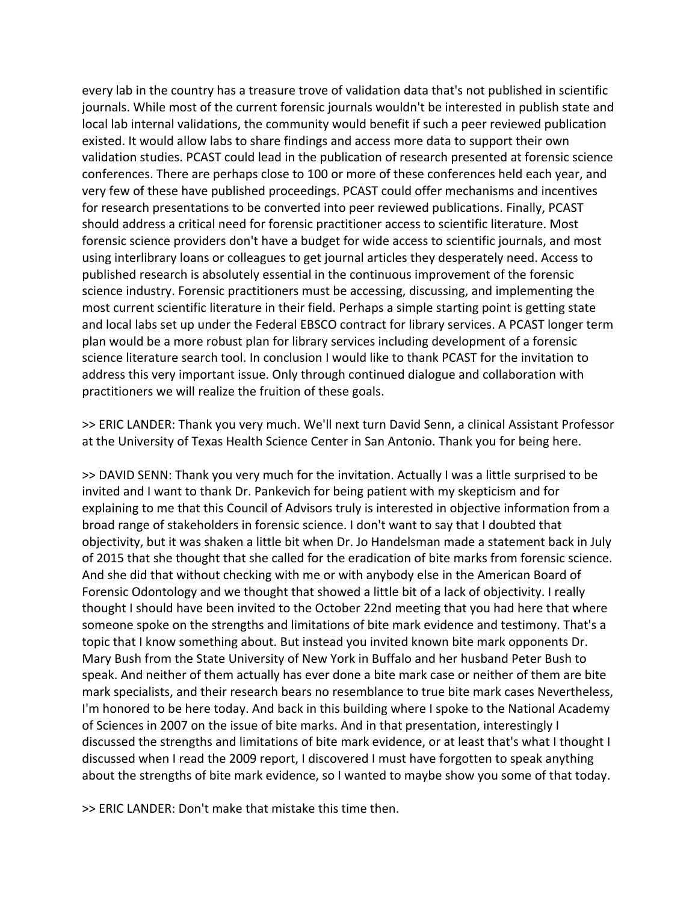every lab in the country has a treasure trove of validation data that's not published in scientific journals. While most of the current forensic journals wouldn't be interested in publish state and local lab internal validations, the community would benefit if such a peer reviewed publication existed. It would allow labs to share findings and access more data to support their own validation studies. PCAST could lead in the publication of research presented at forensic science conferences. There are perhaps close to 100 or more of these conferences held each year, and very few of these have published proceedings. PCAST could offer mechanisms and incentives for research presentations to be converted into peer reviewed publications. Finally, PCAST should address a critical need for forensic practitioner access to scientific literature. Most forensic science providers don't have a budget for wide access to scientific journals, and most using interlibrary loans or colleagues to get journal articles they desperately need. Access to published research is absolutely essential in the continuous improvement of the forensic science industry. Forensic practitioners must be accessing, discussing, and implementing the most current scientific literature in their field. Perhaps a simple starting point is getting state and local labs set up under the Federal EBSCO contract for library services. A PCAST longer term plan would be a more robust plan for library services including development of a forensic science literature search tool. In conclusion I would like to thank PCAST for the invitation to address this very important issue. Only through continued dialogue and collaboration with practitioners we will realize the fruition of these goals.

>> ERIC LANDER: Thank you very much. We'll next turn David Senn, a clinical Assistant Professor at the University of Texas Health Science Center in San Antonio. Thank you for being here.

>> DAVID SENN: Thank you very much for the invitation. Actually I was a little surprised to be invited and I want to thank Dr. Pankevich for being patient with my skepticism and for explaining to me that this Council of Advisors truly is interested in objective information from a broad range of stakeholders in forensic science. I don't want to say that I doubted that objectivity, but it was shaken a little bit when Dr. Jo Handelsman made a statement back in July of 2015 that she thought that she called for the eradication of bite marks from forensic science. And she did that without checking with me or with anybody else in the American Board of Forensic Odontology and we thought that showed a little bit of a lack of objectivity. I really thought I should have been invited to the October 22nd meeting that you had here that where someone spoke on the strengths and limitations of bite mark evidence and testimony. That's a topic that I know something about. But instead you invited known bite mark opponents Dr. Mary Bush from the State University of New York in Buffalo and her husband Peter Bush to speak. And neither of them actually has ever done a bite mark case or neither of them are bite mark specialists, and their research bears no resemblance to true bite mark cases Nevertheless, I'm honored to be here today. And back in this building where I spoke to the National Academy of Sciences in 2007 on the issue of bite marks. And in that presentation, interestingly I discussed the strengths and limitations of bite mark evidence, or at least that's what I thought I discussed when I read the 2009 report, I discovered I must have forgotten to speak anything about the strengths of bite mark evidence, so I wanted to maybe show you some of that today.

>> ERIC LANDER: Don't make that mistake this time then.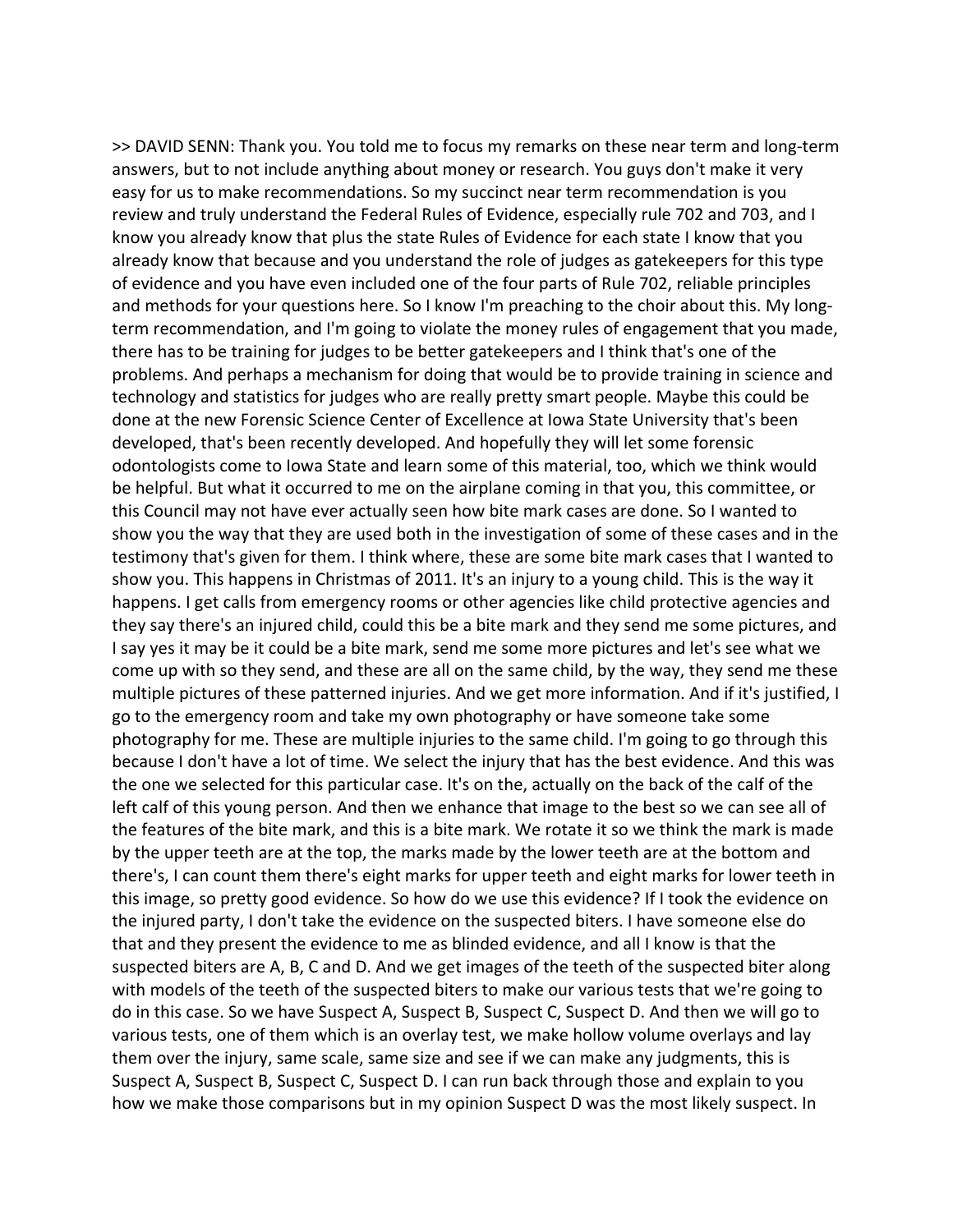>> DAVID SENN: Thank you. You told me to focus my remarks on these near term and long-term answers, but to not include anything about money or research. You guys don't make it very easy for us to make recommendations. So my succinct near term recommendation is you review and truly understand the Federal Rules of Evidence, especially rule 702 and 703, and I know you already know that plus the state Rules of Evidence for each state I know that you already know that because and you understand the role of judges as gatekeepers for this type of evidence and you have even included one of the four parts of Rule 702, reliable principles and methods for your questions here. So I know I'm preaching to the choir about this. My long-term recommendation, and I'm going to violate the money rules of engagement that you made, there has to be training for judges to be better gatekeepers and I think that's one of the problems. And perhaps a mechanism for doing that would be to provide training in science and technology and statistics for judges who are really pretty smart people. Maybe this could be done at the new Forensic Science Center of Excellence at Iowa State University that's been developed, that's been recently developed. And hopefully they will let some forensic odontologists come to Iowa State and learn some of this material, too, which we think would be helpful. But what it occurred to me on the airplane coming in that you, this committee, or this Council may not have ever actually seen how bite mark cases are done. So I wanted to show you the way that they are used both in the investigation of some of these cases and in the testimony that's given for them. I think where, these are some bite mark cases that I wanted to show you. This happens in Christmas of 2011. It's an injury to a young child. This is the way it happens. I get calls from emergency rooms or other agencies like child protective agencies and they say there's an injured child, could this be a bite mark and they send me some pictures, and I say yes it may be it could be a bite mark, send me some more pictures and let's see what we come up with so they send, and these are all on the same child, by the way, they send me these multiple pictures of these patterned injuries. And we get more information. And if it's justified, I go to the emergency room and take my own photography or have someone take some photography for me. These are multiple injuries to the same child. I'm going to go through this because I don't have a lot of time. We select the injury that has the best evidence. And this was the one we selected for this particular case. It's on the, actually on the back of the calf of the left calf of this young person. And then we enhance that image to the best so we can see all of the features of the bite mark, and this is a bite mark. We rotate it so we think the mark is made by the upper teeth are at the top, the marks made by the lower teeth are at the bottom and there's, I can count them there's eight marks for upper teeth and eight marks for lower teeth in this image, so pretty good evidence. So how do we use this evidence? If I took the evidence on the injured party, I don't take the evidence on the suspected biters. I have someone else do that and they present the evidence to me as blinded evidence, and all I know is that the suspected biters are A, B, C and D. And we get images of the teeth of the suspected biter along with models of the teeth of the suspected biters to make our various tests that we're going to do in this case. So we have Suspect A, Suspect B, Suspect C, Suspect D. And then we will go to various tests, one of them which is an overlay test, we make hollow volume overlays and lay them over the injury, same scale, same size and see if we can make any judgments, this is Suspect A, Suspect B, Suspect C, Suspect D. I can run back through those and explain to you how we make those comparisons but in my opinion Suspect D was the most likely suspect. In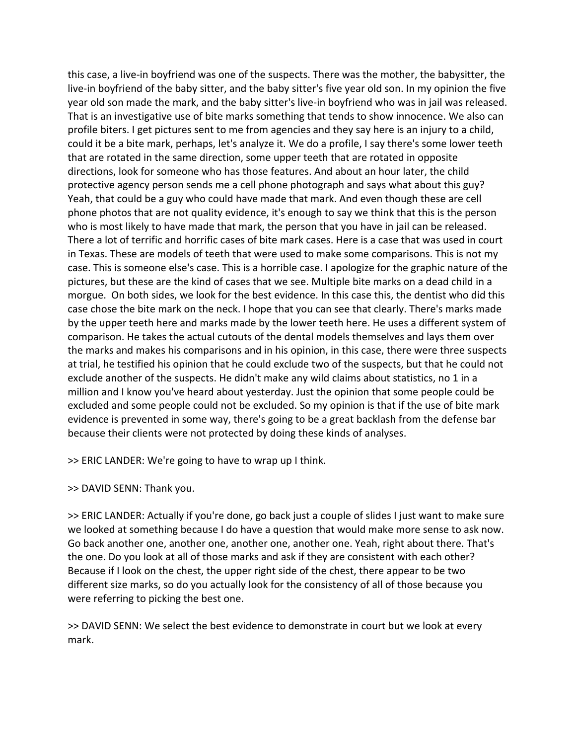this case, a live-in boyfriend was one of the suspects. There was the mother, the babysitter, the live-in boyfriend of the baby sitter, and the baby sitter's five year old son. In my opinion the five year old son made the mark, and the baby sitter's live-in boyfriend who was in jail was released. That is an investigative use of bite marks something that tends to show innocence. We also can profile biters. I get pictures sent to me from agencies and they say here is an injury to a child, could it be a bite mark, perhaps, let's analyze it. We do a profile, I say there's some lower teeth that are rotated in the same direction, some upper teeth that are rotated in opposite directions, look for someone who has those features. And about an hour later, the child protective agency person sends me a cell phone photograph and says what about this guy? Yeah, that could be a guy who could have made that mark. And even though these are cell phone photos that are not quality evidence, it's enough to say we think that this is the person who is most likely to have made that mark, the person that you have in jail can be released. There a lot of terrific and horrific cases of bite mark cases. Here is a case that was used in court in Texas. These are models of teeth that were used to make some comparisons. This is not my case. This is someone else's case. This is a horrible case. I apologize for the graphic nature of the pictures, but these are the kind of cases that we see. Multiple bite marks on a dead child in a morgue. On both sides, we look for the best evidence. In this case this, the dentist who did this case chose the bite mark on the neck. I hope that you can see that clearly. There's marks made by the upper teeth here and marks made by the lower teeth here. He uses a different system of comparison. He takes the actual cutouts of the dental models themselves and lays them over the marks and makes his comparisons and in his opinion, in this case, there were three suspects at trial, he testified his opinion that he could exclude two of the suspects, but that he could not exclude another of the suspects. He didn't make any wild claims about statistics, no 1 in a million and I know you've heard about yesterday. Just the opinion that some people could be excluded and some people could not be excluded. So my opinion is that if the use of bite mark evidence is prevented in some way, there's going to be a great backlash from the defense bar because their clients were not protected by doing these kinds of analyses.

>> ERIC LANDER: We're going to have to wrap up I think.

>> DAVID SENN: Thank you.

>> ERIC LANDER: Actually if you're done, go back just a couple of slides I just want to make sure we looked at something because I do have a question that would make more sense to ask now. Go back another one, another one, another one, another one. Yeah, right about there. That's the one. Do you look at all of those marks and ask if they are consistent with each other? Because if I look on the chest, the upper right side of the chest, there appear to be two different size marks, so do you actually look for the consistency of all of those because you were referring to picking the best one.

>> DAVID SENN: We select the best evidence to demonstrate in court but we look at every mark.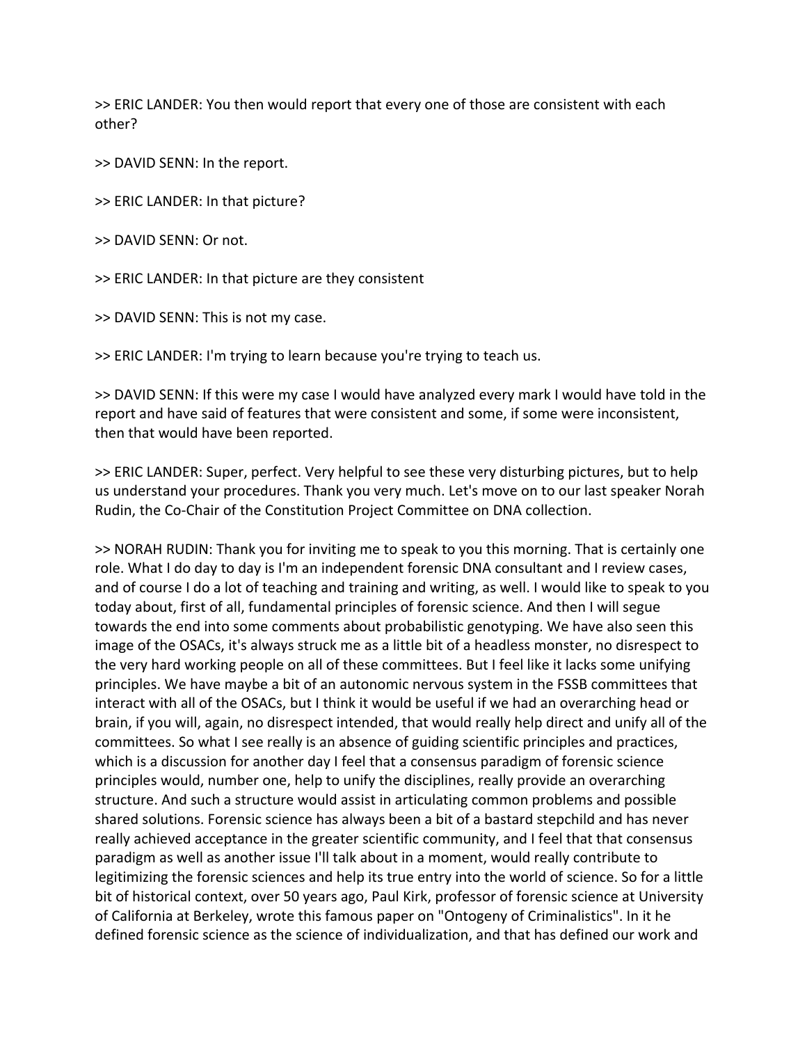>> ERIC LANDER: You then would report that every one of those are consistent with each other?

>> DAVID SENN: In the report.

>> ERIC LANDER: In that picture?

>> DAVID SENN: Or not.

>> ERIC LANDER: In that picture are they consistent

>> DAVID SENN: This is not my case.

>> ERIC LANDER: I'm trying to learn because you're trying to teach us.

>> DAVID SENN: If this were my case I would have analyzed every mark I would have told in the report and have said of features that were consistent and some, if some were inconsistent, then that would have been reported.

>> ERIC LANDER: Super, perfect. Very helpful to see these very disturbing pictures, but to help us understand your procedures. Thank you very much. Let's move on to our last speaker Norah Rudin, the Co-Chair of the Constitution Project Committee on DNA collection.

>> NORAH RUDIN: Thank you for inviting me to speak to you this morning. That is certainly one role. What I do day to day is I'm an independent forensic DNA consultant and I review cases, and of course I do a lot of teaching and training and writing, as well. I would like to speak to you today about, first of all, fundamental principles of forensic science. And then I will segue towards the end into some comments about probabilistic genotyping. We have also seen this image of the OSACs, it's always struck me as a little bit of a headless monster, no disrespect to the very hard working people on all of these committees. But I feel like it lacks some unifying principles. We have maybe a bit of an autonomic nervous system in the FSSB committees that interact with all of the OSACs, but I think it would be useful if we had an overarching head or brain, if you will, again, no disrespect intended, that would really help direct and unify all of the committees. So what I see really is an absence of guiding scientific principles and practices, which is a discussion for another day I feel that a consensus paradigm of forensic science principles would, number one, help to unify the disciplines, really provide an overarching structure. And such a structure would assist in articulating common problems and possible shared solutions. Forensic science has always been a bit of a bastard stepchild and has never really achieved acceptance in the greater scientific community, and I feel that that consensus paradigm as well as another issue I'll talk about in a moment, would really contribute to legitimizing the forensic sciences and help its true entry into the world of science. So for a little bit of historical context, over 50 years ago, Paul Kirk, professor of forensic science at University of California at Berkeley, wrote this famous paper on "Ontogeny of Criminalistics". In it he defined forensic science as the science of individualization, and that has defined our work and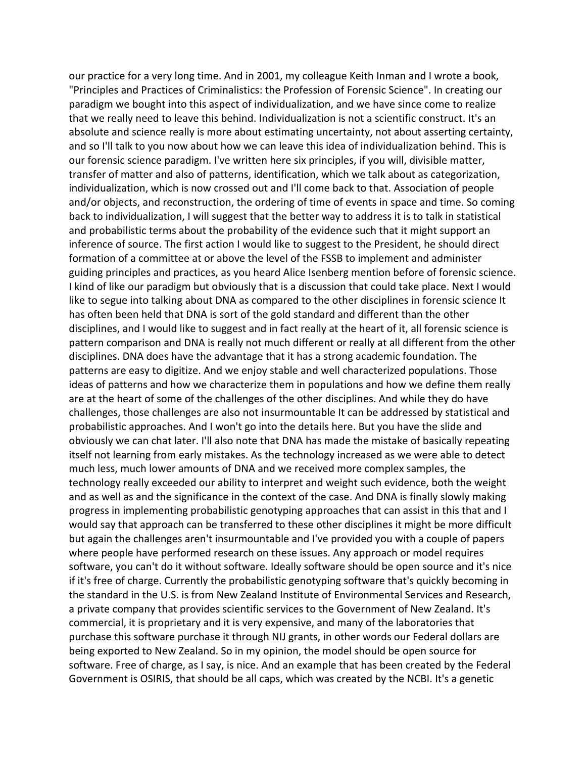our practice for a very long time. And in 2001, my colleague Keith Inman and I wrote a book, "Principles and Practices of Criminalistics: the Profession of Forensic Science". In creating our paradigm we bought into this aspect of individualization, and we have since come to realize that we really need to leave this behind. Individualization is not a scientific construct. It's an absolute and science really is more about estimating uncertainty, not about asserting certainty, and so I'll talk to you now about how we can leave this idea of individualization behind. This is our forensic science paradigm. I've written here six principles, if you will, divisible matter, transfer of matter and also of patterns, identification, which we talk about as categorization, individualization, which is now crossed out and I'll come back to that. Association of people and/or objects, and reconstruction, the ordering of time of events in space and time. So coming back to individualization, I will suggest that the better way to address it is to talk in statistical and probabilistic terms about the probability of the evidence such that it might support an inference of source. The first action I would like to suggest to the President, he should direct formation of a committee at or above the level of the FSSB to implement and administer guiding principles and practices, as you heard Alice Isenberg mention before of forensic science. I kind of like our paradigm but obviously that is a discussion that could take place. Next I would like to segue into talking about DNA as compared to the other disciplines in forensic science It has often been held that DNA is sort of the gold standard and different than the other disciplines, and I would like to suggest and in fact really at the heart of it, all forensic science is pattern comparison and DNA is really not much different or really at all different from the other disciplines. DNA does have the advantage that it has a strong academic foundation. The patterns are easy to digitize. And we enjoy stable and well characterized populations. Those ideas of patterns and how we characterize them in populations and how we define them really are at the heart of some of the challenges of the other disciplines. And while they do have challenges, those challenges are also not insurmountable It can be addressed by statistical and probabilistic approaches. And I won't go into the details here. But you have the slide and obviously we can chat later. I'll also note that DNA has made the mistake of basically repeating itself not learning from early mistakes. As the technology increased as we were able to detect much less, much lower amounts of DNA and we received more complex samples, the technology really exceeded our ability to interpret and weight such evidence, both the weight and as well as and the significance in the context of the case. And DNA is finally slowly making progress in implementing probabilistic genotyping approaches that can assist in this that and I would say that approach can be transferred to these other disciplines it might be more difficult but again the challenges aren't insurmountable and I've provided you with a couple of papers where people have performed research on these issues. Any approach or model requires software, you can't do it without software. Ideally software should be open source and it's nice if it's free of charge. Currently the probabilistic genotyping software that's quickly becoming in the standard in the U.S. is from New Zealand Institute of Environmental Services and Research, a private company that provides scientific services to the Government of New Zealand. It's commercial, it is proprietary and it is very expensive, and many of the laboratories that purchase this software purchase it through NIJ grants, in other words our Federal dollars are being exported to New Zealand. So in my opinion, the model should be open source for software. Free of charge, as I say, is nice. And an example that has been created by the Federal Government is OSIRIS, that should be all caps, which was created by the NCBI. It's a genetic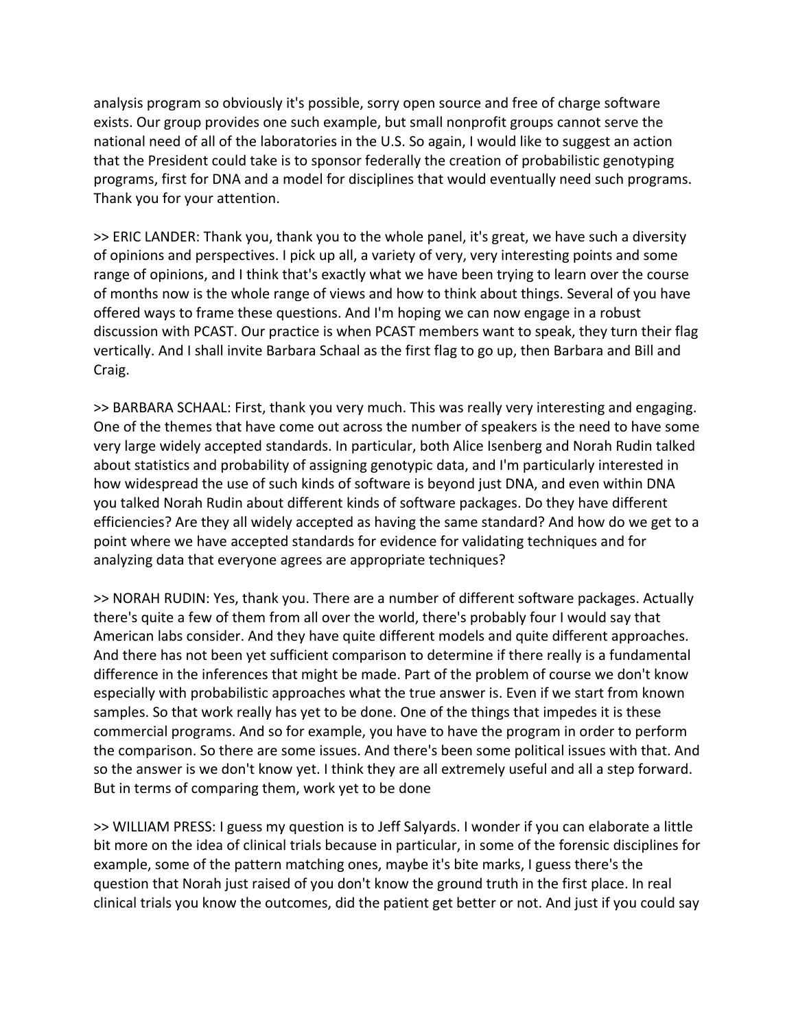analysis program so obviously it's possible, sorry open source and free of charge software exists. Our group provides one such example, but small nonprofit groups cannot serve the national need of all of the laboratories in the U.S. So again, I would like to suggest an action that the President could take is to sponsor federally the creation of probabilistic genotyping programs, first for DNA and a model for disciplines that would eventually need such programs. Thank you for your attention.

>> ERIC LANDER: Thank you, thank you to the whole panel, it's great, we have such a diversity of opinions and perspectives. I pick up all, a variety of very, very interesting points and some range of opinions, and I think that's exactly what we have been trying to learn over the course of months now is the whole range of views and how to think about things. Several of you have offered ways to frame these questions. And I'm hoping we can now engage in a robust discussion with PCAST. Our practice is when PCAST members want to speak, they turn their flag vertically. And I shall invite Barbara Schaal as the first flag to go up, then Barbara and Bill and Craig.

>> BARBARA SCHAAL: First, thank you very much. This was really very interesting and engaging. One of the themes that have come out across the number of speakers is the need to have some very large widely accepted standards. In particular, both Alice Isenberg and Norah Rudin talked about statistics and probability of assigning genotypic data, and I'm particularly interested in how widespread the use of such kinds of software is beyond just DNA, and even within DNA you talked Norah Rudin about different kinds of software packages. Do they have different efficiencies? Are they all widely accepted as having the same standard? And how do we get to a point where we have accepted standards for evidence for validating techniques and for analyzing data that everyone agrees are appropriate techniques?

>> NORAH RUDIN: Yes, thank you. There are a number of different software packages. Actually there's quite a few of them from all over the world, there's probably four I would say that American labs consider. And they have quite different models and quite different approaches. And there has not been yet sufficient comparison to determine if there really is a fundamental difference in the inferences that might be made. Part of the problem of course we don't know especially with probabilistic approaches what the true answer is. Even if we start from known samples. So that work really has yet to be done. One of the things that impedes it is these commercial programs. And so for example, you have to have the program in order to perform the comparison. So there are some issues. And there's been some political issues with that. And so the answer is we don't know yet. I think they are all extremely useful and all a step forward. But in terms of comparing them, work yet to be done

>> WILLIAM PRESS: I guess my question is to Jeff Salyards. I wonder if you can elaborate a little bit more on the idea of clinical trials because in particular, in some of the forensic disciplines for example, some of the pattern matching ones, maybe it's bite marks, I guess there's the question that Norah just raised of you don't know the ground truth in the first place. In real clinical trials you know the outcomes, did the patient get better or not. And just if you could say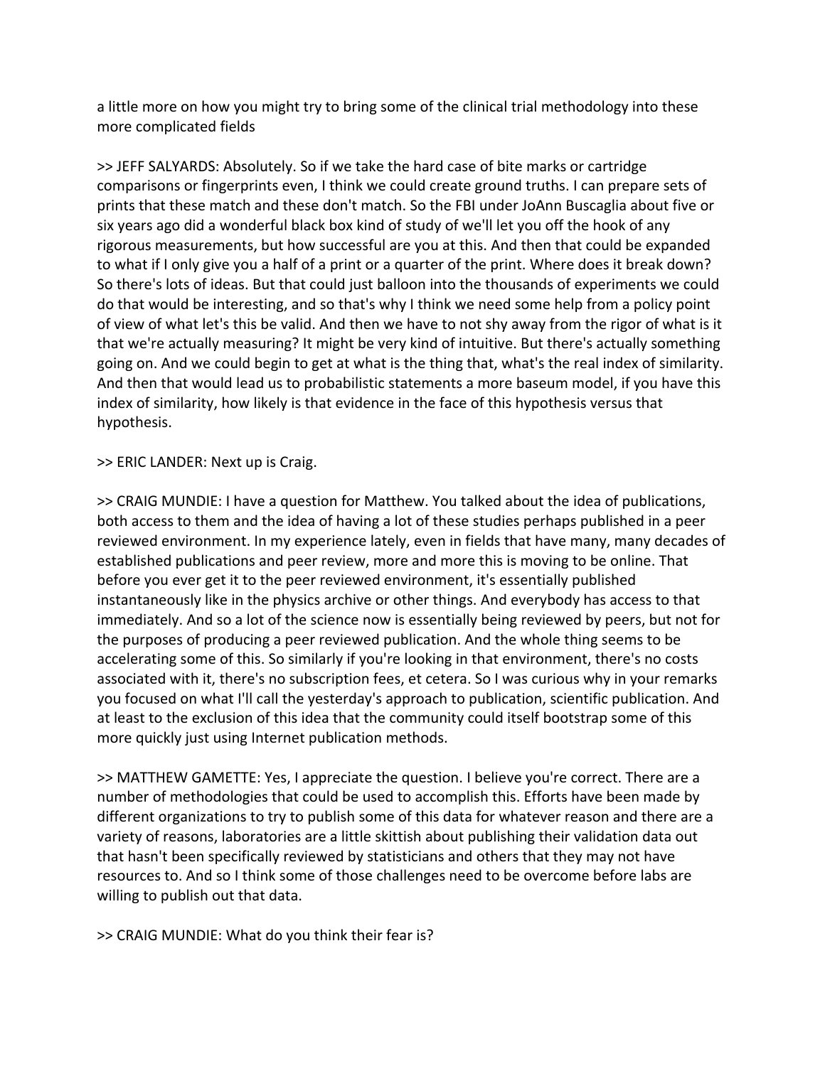a little more on how you might try to bring some of the clinical trial methodology into these more complicated fields

>> JEFF SALYARDS: Absolutely. So if we take the hard case of bite marks or cartridge comparisons or fingerprints even, I think we could create ground truths. I can prepare sets of prints that these match and these don't match. So the FBI under JoAnn Buscaglia about five or six years ago did a wonderful black box kind of study of we'll let you off the hook of any rigorous measurements, but how successful are you at this. And then that could be expanded to what if I only give you a half of a print or a quarter of the print. Where does it break down? So there's lots of ideas. But that could just balloon into the thousands of experiments we could do that would be interesting, and so that's why I think we need some help from a policy point of view of what let's this be valid. And then we have to not shy away from the rigor of what is it that we're actually measuring? It might be very kind of intuitive. But there's actually something going on. And we could begin to get at what is the thing that, what's the real index of similarity. And then that would lead us to probabilistic statements a more baseum model, if you have this index of similarity, how likely is that evidence in the face of this hypothesis versus that hypothesis.

>> ERIC LANDER: Next up is Craig.

>> CRAIG MUNDIE: I have a question for Matthew. You talked about the idea of publications, both access to them and the idea of having a lot of these studies perhaps published in a peer reviewed environment. In my experience lately, even in fields that have many, many decades of established publications and peer review, more and more this is moving to be online. That before you ever get it to the peer reviewed environment, it's essentially published instantaneously like in the physics archive or other things. And everybody has access to that immediately. And so a lot of the science now is essentially being reviewed by peers, but not for the purposes of producing a peer reviewed publication. And the whole thing seems to be accelerating some of this. So similarly if you're looking in that environment, there's no costs associated with it, there's no subscription fees, et cetera. So I was curious why in your remarks you focused on what I'll call the yesterday's approach to publication, scientific publication. And at least to the exclusion of this idea that the community could itself bootstrap some of this more quickly just using Internet publication methods.

>> MATTHEW GAMETTE: Yes, I appreciate the question. I believe you're correct. There are a number of methodologies that could be used to accomplish this. Efforts have been made by different organizations to try to publish some of this data for whatever reason and there are a variety of reasons, laboratories are a little skittish about publishing their validation data out that hasn't been specifically reviewed by statisticians and others that they may not have resources to. And so I think some of those challenges need to be overcome before labs are willing to publish out that data.

>> CRAIG MUNDIE: What do you think their fear is?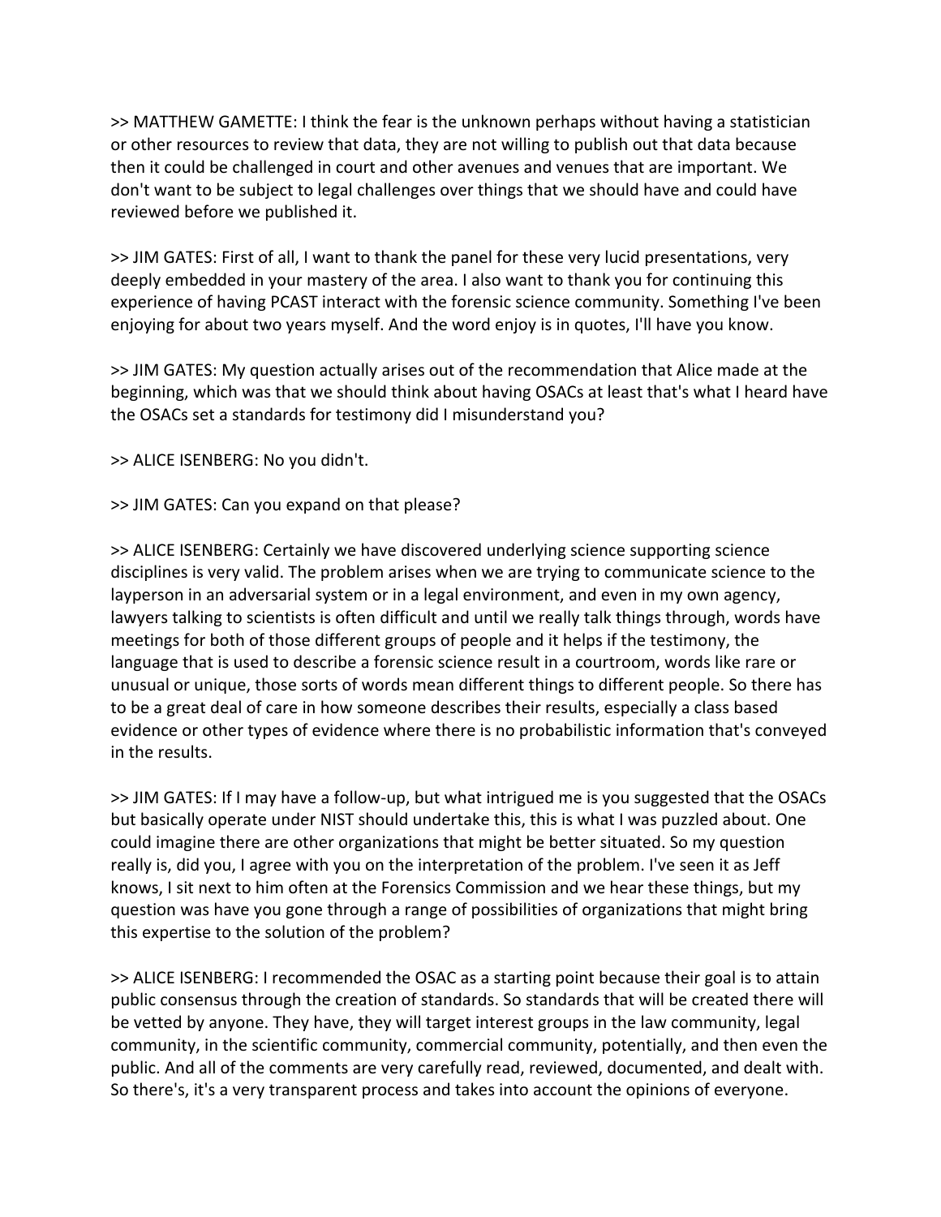>> MATTHEW GAMETTE: I think the fear is the unknown perhaps without having a statistician or other resources to review that data, they are not willing to publish out that data because then it could be challenged in court and other avenues and venues that are important. We don't want to be subject to legal challenges over things that we should have and could have reviewed before we published it.

>> JIM GATES: First of all, I want to thank the panel for these very lucid presentations, very deeply embedded in your mastery of the area. I also want to thank you for continuing this experience of having PCAST interact with the forensic science community. Something I've been enjoying for about two years myself. And the word enjoy is in quotes, I'll have you know.

>> JIM GATES: My question actually arises out of the recommendation that Alice made at the beginning, which was that we should think about having OSACs at least that's what I heard have the OSACs set a standards for testimony did I misunderstand you?

>> ALICE ISENBERG: No you didn't.

>> JIM GATES: Can you expand on that please?

>> ALICE ISENBERG: Certainly we have discovered underlying science supporting science disciplines is very valid. The problem arises when we are trying to communicate science to the layperson in an adversarial system or in a legal environment, and even in my own agency, lawyers talking to scientists is often difficult and until we really talk things through, words have meetings for both of those different groups of people and it helps if the testimony, the language that is used to describe a forensic science result in a courtroom, words like rare or unusual or unique, those sorts of words mean different things to different people. So there has to be a great deal of care in how someone describes their results, especially a class based evidence or other types of evidence where there is no probabilistic information that's conveyed in the results.

>> JIM GATES: If I may have a follow-up, but what intrigued me is you suggested that the OSACs but basically operate under NIST should undertake this, this is what I was puzzled about. One could imagine there are other organizations that might be better situated. So my question really is, did you, I agree with you on the interpretation of the problem. I've seen it as Jeff knows, I sit next to him often at the Forensics Commission and we hear these things, but my question was have you gone through a range of possibilities of organizations that might bring this expertise to the solution of the problem?

>> ALICE ISENBERG: I recommended the OSAC as a starting point because their goal is to attain public consensus through the creation of standards. So standards that will be created there will be vetted by anyone. They have, they will target interest groups in the law community, legal community, in the scientific community, commercial community, potentially, and then even the public. And all of the comments are very carefully read, reviewed, documented, and dealt with. So there's, it's a very transparent process and takes into account the opinions of everyone.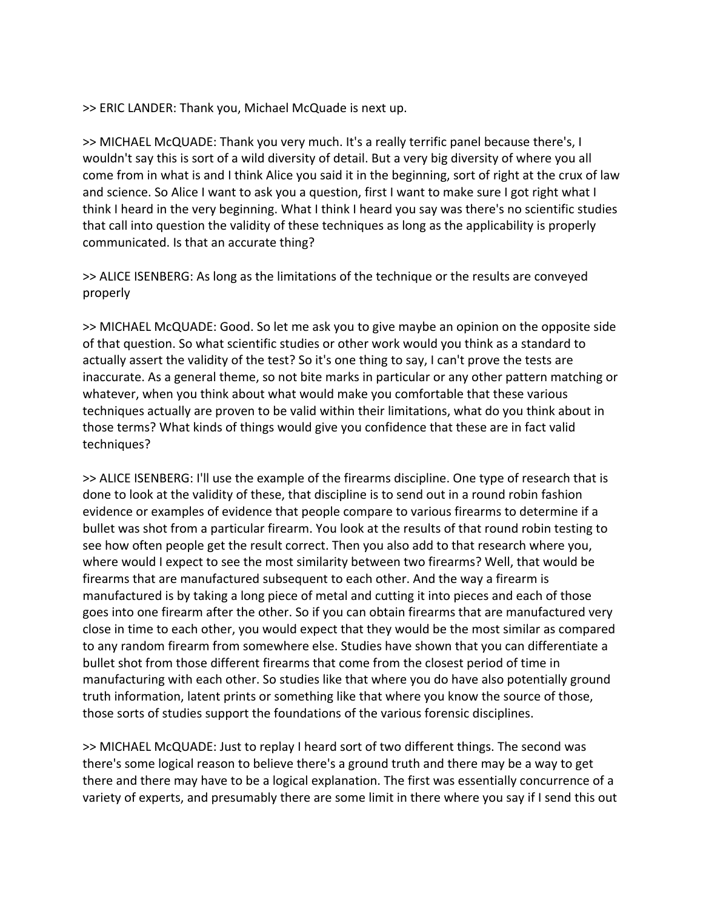>> ERIC LANDER: Thank you, Michael McQuade is next up.

>> MICHAEL McQUADE: Thank you very much. It's a really terrific panel because there's, I wouldn't say this is sort of a wild diversity of detail. But a very big diversity of where you all come from in what is and I think Alice you said it in the beginning, sort of right at the crux of law and science. So Alice I want to ask you a question, first I want to make sure I got right what I think I heard in the very beginning. What I think I heard you say was there's no scientific studies that call into question the validity of these techniques as long as the applicability is properly communicated. Is that an accurate thing?

>> ALICE ISENBERG: As long as the limitations of the technique or the results are conveyed properly

>> MICHAEL McQUADE: Good. So let me ask you to give maybe an opinion on the opposite side of that question. So what scientific studies or other work would you think as a standard to actually assert the validity of the test? So it's one thing to say, I can't prove the tests are inaccurate. As a general theme, so not bite marks in particular or any other pattern matching or whatever, when you think about what would make you comfortable that these various techniques actually are proven to be valid within their limitations, what do you think about in those terms? What kinds of things would give you confidence that these are in fact valid techniques?

>> ALICE ISENBERG: I'll use the example of the firearms discipline. One type of research that is done to look at the validity of these, that discipline is to send out in a round robin fashion evidence or examples of evidence that people compare to various firearms to determine if a bullet was shot from a particular firearm. You look at the results of that round robin testing to see how often people get the result correct. Then you also add to that research where you, where would I expect to see the most similarity between two firearms? Well, that would be firearms that are manufactured subsequent to each other. And the way a firearm is manufactured is by taking a long piece of metal and cutting it into pieces and each of those goes into one firearm after the other. So if you can obtain firearms that are manufactured very close in time to each other, you would expect that they would be the most similar as compared to any random firearm from somewhere else. Studies have shown that you can differentiate a bullet shot from those different firearms that come from the closest period of time in manufacturing with each other. So studies like that where you do have also potentially ground truth information, latent prints or something like that where you know the source of those, those sorts of studies support the foundations of the various forensic disciplines.

>> MICHAEL McQUADE: Just to replay I heard sort of two different things. The second was there's some logical reason to believe there's a ground truth and there may be a way to get there and there may have to be a logical explanation. The first was essentially concurrence of a variety of experts, and presumably there are some limit in there where you say if I send this out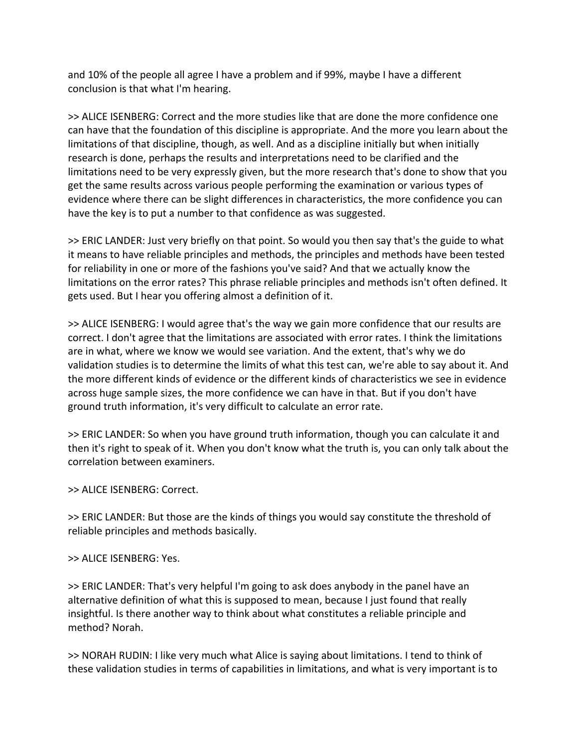and 10% of the people all agree I have a problem and if 99%, maybe I have a different conclusion is that what I'm hearing.

>> ALICE ISENBERG: Correct and the more studies like that are done the more confidence one can have that the foundation of this discipline is appropriate. And the more you learn about the limitations of that discipline, though, as well. And as a discipline initially but when initially research is done, perhaps the results and interpretations need to be clarified and the limitations need to be very expressly given, but the more research that's done to show that you get the same results across various people performing the examination or various types of evidence where there can be slight differences in characteristics, the more confidence you can have the key is to put a number to that confidence as was suggested.

>> ERIC LANDER: Just very briefly on that point. So would you then say that's the guide to what it means to have reliable principles and methods, the principles and methods have been tested for reliability in one or more of the fashions you've said? And that we actually know the limitations on the error rates? This phrase reliable principles and methods isn't often defined. It gets used. But I hear you offering almost a definition of it.

>> ALICE ISENBERG: I would agree that's the way we gain more confidence that our results are correct. I don't agree that the limitations are associated with error rates. I think the limitations are in what, where we know we would see variation. And the extent, that's why we do validation studies is to determine the limits of what this test can, we're able to say about it. And the more different kinds of evidence or the different kinds of characteristics we see in evidence across huge sample sizes, the more confidence we can have in that. But if you don't have ground truth information, it's very difficult to calculate an error rate.

>> ERIC LANDER: So when you have ground truth information, though you can calculate it and then it's right to speak of it. When you don't know what the truth is, you can only talk about the correlation between examiners.

>> ALICE ISENBERG: Correct.

>> ERIC LANDER: But those are the kinds of things you would say constitute the threshold of reliable principles and methods basically.

>> ALICE ISENBERG: Yes.

>> ERIC LANDER: That's very helpful I'm going to ask does anybody in the panel have an alternative definition of what this is supposed to mean, because I just found that really insightful. Is there another way to think about what constitutes a reliable principle and method? Norah.

>> NORAH RUDIN: I like very much what Alice is saying about limitations. I tend to think of these validation studies in terms of capabilities in limitations, and what is very important is to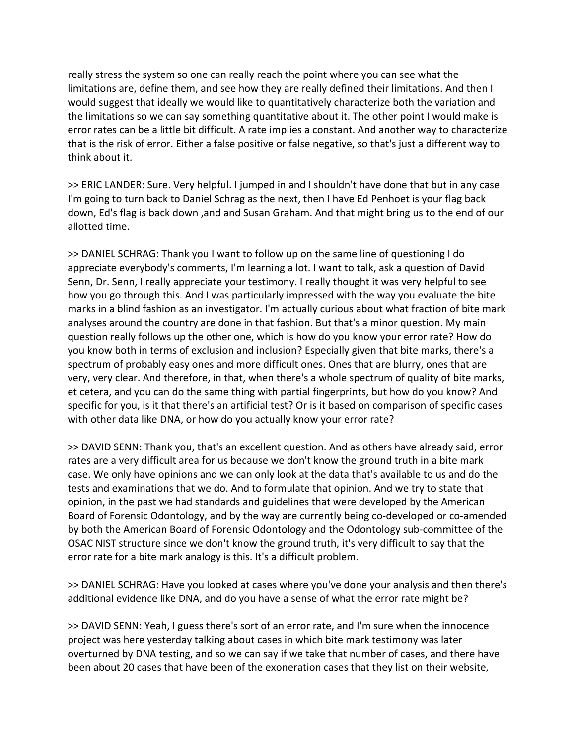really stress the system so one can really reach the point where you can see what the limitations are, define them, and see how they are really defined their limitations. And then I would suggest that ideally we would like to quantitatively characterize both the variation and the limitations so we can say something quantitative about it. The other point I would make is error rates can be a little bit difficult. A rate implies a constant. And another way to characterize that is the risk of error. Either a false positive or false negative, so that's just a different way to think about it.

>> ERIC LANDER: Sure. Very helpful. I jumped in and I shouldn't have done that but in any case I'm going to turn back to Daniel Schrag as the next, then I have Ed Penhoet is your flag back down, Ed's flag is back down ,and and Susan Graham. And that might bring us to the end of our allotted time.

>> DANIEL SCHRAG: Thank you I want to follow up on the same line of questioning I do appreciate everybody's comments, I'm learning a lot. I want to talk, ask a question of David Senn, Dr. Senn, I really appreciate your testimony. I really thought it was very helpful to see how you go through this. And I was particularly impressed with the way you evaluate the bite marks in a blind fashion as an investigator. I'm actually curious about what fraction of bite mark analyses around the country are done in that fashion. But that's a minor question. My main question really follows up the other one, which is how do you know your error rate? How do you know both in terms of exclusion and inclusion? Especially given that bite marks, there's a spectrum of probably easy ones and more difficult ones. Ones that are blurry, ones that are very, very clear. And therefore, in that, when there's a whole spectrum of quality of bite marks, et cetera, and you can do the same thing with partial fingerprints, but how do you know? And specific for you, is it that there's an artificial test? Or is it based on comparison of specific cases with other data like DNA, or how do you actually know your error rate?

>> DAVID SENN: Thank you, that's an excellent question. And as others have already said, error rates are a very difficult area for us because we don't know the ground truth in a bite mark case. We only have opinions and we can only look at the data that's available to us and do the tests and examinations that we do. And to formulate that opinion. And we try to state that opinion, in the past we had standards and guidelines that were developed by the American Board of Forensic Odontology, and by the way are currently being co-developed or co-amended by both the American Board of Forensic Odontology and the Odontology sub-committee of the OSAC NIST structure since we don't know the ground truth, it's very difficult to say that the error rate for a bite mark analogy is this. It's a difficult problem.

>> DANIEL SCHRAG: Have you looked at cases where you've done your analysis and then there's additional evidence like DNA, and do you have a sense of what the error rate might be?

>> DAVID SENN: Yeah, I guess there's sort of an error rate, and I'm sure when the innocence project was here yesterday talking about cases in which bite mark testimony was later overturned by DNA testing, and so we can say if we take that number of cases, and there have been about 20 cases that have been of the exoneration cases that they list on their website,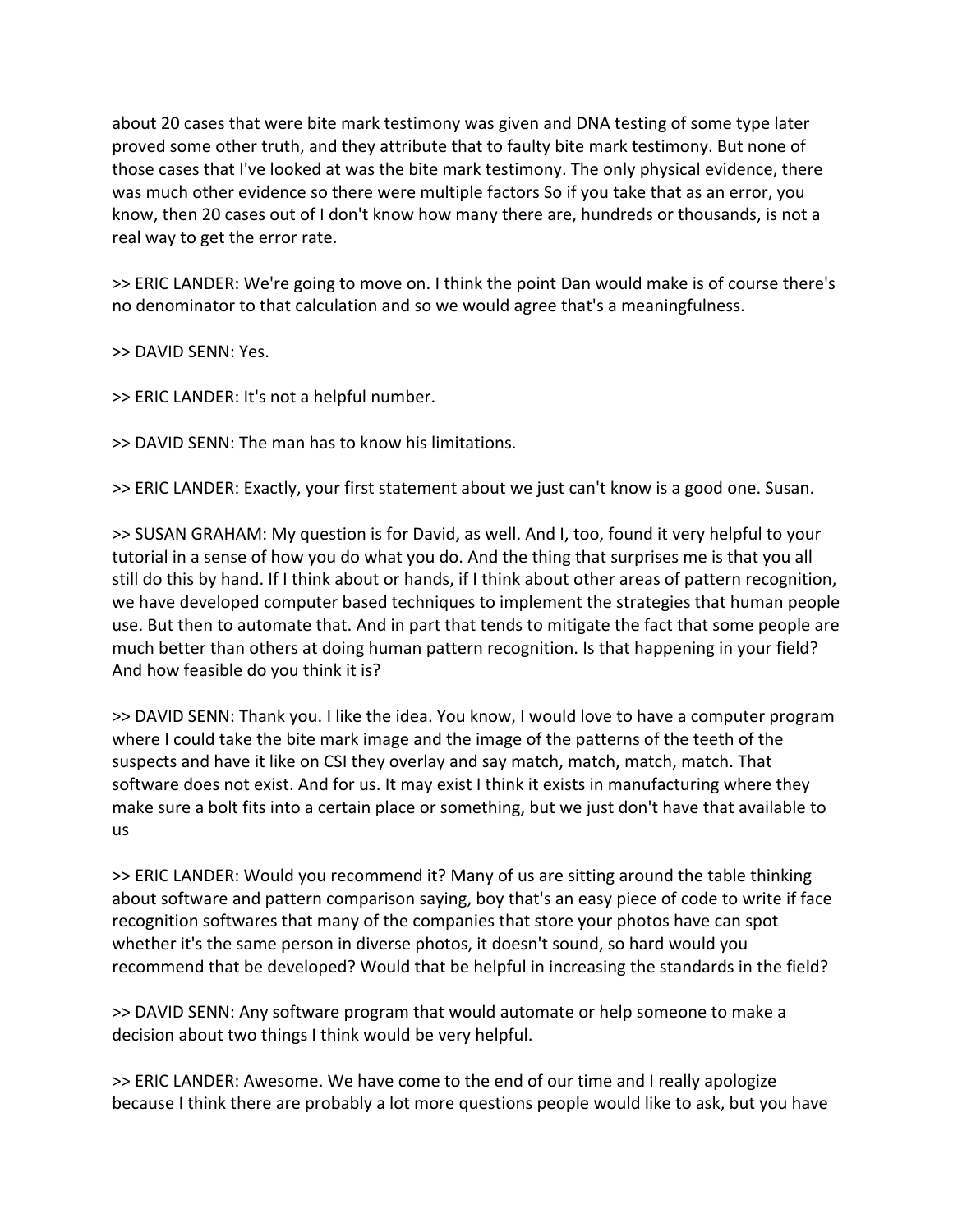about 20 cases that were bite mark testimony was given and DNA testing of some type later proved some other truth, and they attribute that to faulty bite mark testimony. But none of those cases that I've looked at was the bite mark testimony. The only physical evidence, there was much other evidence so there were multiple factors So if you take that as an error, you know, then 20 cases out of I don't know how many there are, hundreds or thousands, is not a real way to get the error rate.

>> ERIC LANDER: We're going to move on. I think the point Dan would make is of course there's no denominator to that calculation and so we would agree that's a meaningfulness.

>> DAVID SENN: Yes.

>> ERIC LANDER: It's not a helpful number.

>> DAVID SENN: The man has to know his limitations.

>> ERIC LANDER: Exactly, your first statement about we just can't know is a good one. Susan.

>> SUSAN GRAHAM: My question is for David, as well. And I, too, found it very helpful to your tutorial in a sense of how you do what you do. And the thing that surprises me is that you all still do this by hand. If I think about or hands, if I think about other areas of pattern recognition, we have developed computer based techniques to implement the strategies that human people use. But then to automate that. And in part that tends to mitigate the fact that some people are much better than others at doing human pattern recognition. Is that happening in your field? And how feasible do you think it is?

>> DAVID SENN: Thank you. I like the idea. You know, I would love to have a computer program where I could take the bite mark image and the image of the patterns of the teeth of the suspects and have it like on CSI they overlay and say match, match, match, match. That software does not exist. And for us. It may exist I think it exists in manufacturing where they make sure a bolt fits into a certain place or something, but we just don't have that available to us

>> ERIC LANDER: Would you recommend it? Many of us are sitting around the table thinking about software and pattern comparison saying, boy that's an easy piece of code to write if face recognition softwares that many of the companies that store your photos have can spot whether it's the same person in diverse photos, it doesn't sound, so hard would you recommend that be developed? Would that be helpful in increasing the standards in the field?

>> DAVID SENN: Any software program that would automate or help someone to make a decision about two things I think would be very helpful.

>> ERIC LANDER: Awesome. We have come to the end of our time and I really apologize because I think there are probably a lot more questions people would like to ask, but you have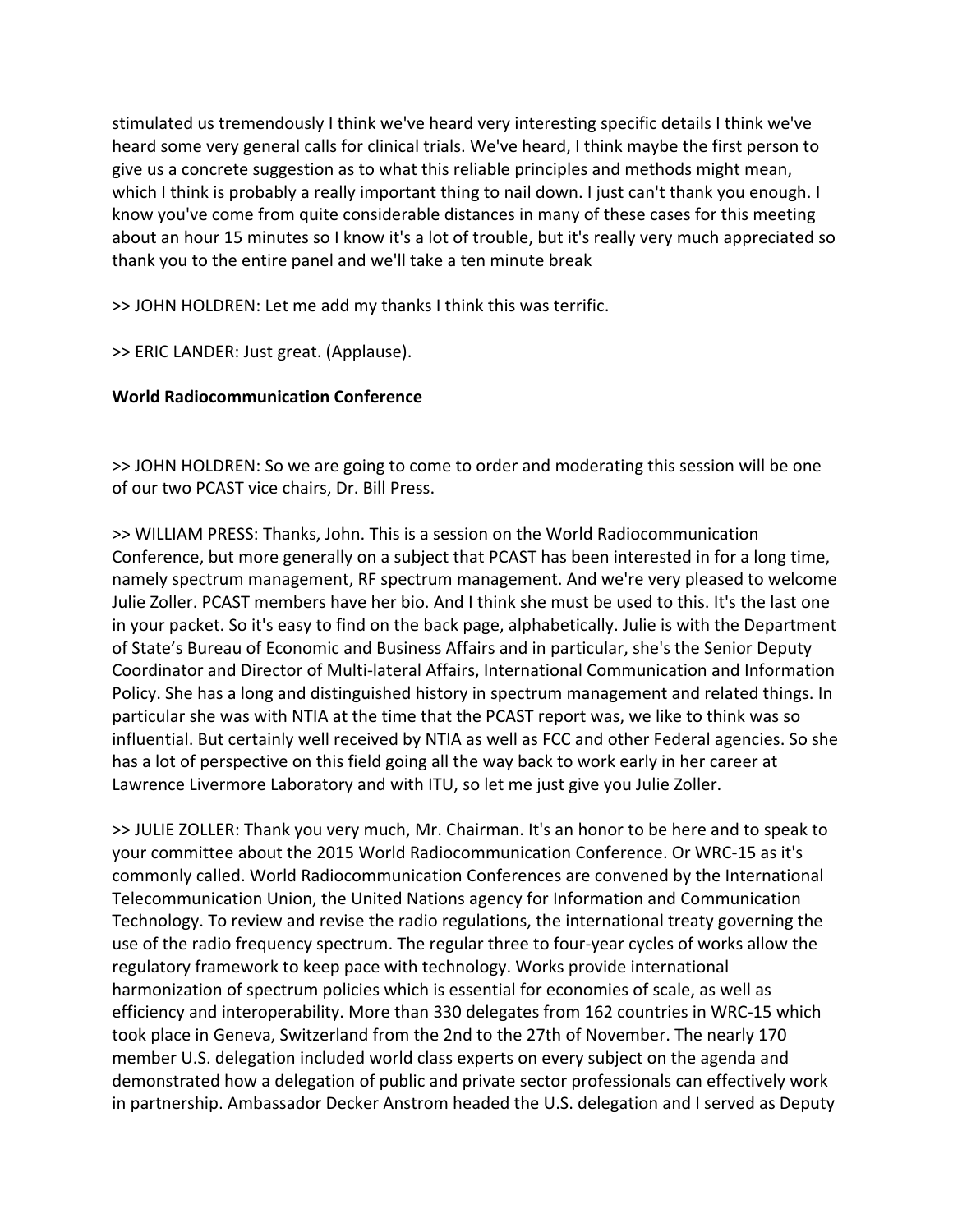stimulated us tremendously I think we've heard very interesting specific details I think we've heard some very general calls for clinical trials. We've heard, I think maybe the first person to give us a concrete suggestion as to what this reliable principles and methods might mean, which I think is probably a really important thing to nail down. I just can't thank you enough. I know you've come from quite considerable distances in many of these cases for this meeting about an hour 15 minutes so I know it's a lot of trouble, but it's really very much appreciated so thank you to the entire panel and we'll take a ten minute break

>> JOHN HOLDREN: Let me add my thanks I think this was terrific.

>> ERIC LANDER: Just great. (Applause).

**World Radiocommunication Conference**

>> JOHN HOLDREN: So we are going to come to order and moderating this session will be one of our two PCAST vice chairs, Dr. Bill Press.

>> WILLIAM PRESS: Thanks, John. This is a session on the World Radiocommunication Conference, but more generally on a subject that PCAST has been interested in for a long time, namely spectrum management, RF spectrum management. And we're very pleased to welcome Julie Zoller. PCAST members have her bio. And I think she must be used to this. It's the last one in your packet. So it's easy to find on the back page, alphabetically. Julie is with the Department of State's Bureau of Economic and Business Affairs and in particular, she's the Senior Deputy Coordinator and Director of Multi-lateral Affairs, International Communication and Information Policy. She has a long and distinguished history in spectrum management and related things. In particular she was with NTIA at the time that the PCAST report was, we like to think was so influential. But certainly well received by NTIA as well as FCC and other Federal agencies. So she has a lot of perspective on this field going all the way back to work early in her career at Lawrence Livermore Laboratory and with ITU, so let me just give you Julie Zoller.

>> JULIE ZOLLER: Thank you very much, Mr. Chairman. It's an honor to be here and to speak to your committee about the 2015 World Radiocommunication Conference. Or WRC-15 as it's commonly called. World Radiocommunication Conferences are convened by the International Telecommunication Union, the United Nations agency for Information and Communication Technology. To review and revise the radio regulations, the international treaty governing the use of the radio frequency spectrum. The regular three to four-year cycles of works allow the regulatory framework to keep pace with technology. Works provide international harmonization of spectrum policies which is essential for economies of scale, as well as efficiency and interoperability. More than 330 delegates from 162 countries in WRC-15 which took place in Geneva, Switzerland from the 2nd to the 27th of November. The nearly 170 member U.S. delegation included world class experts on every subject on the agenda and demonstrated how a delegation of public and private sector professionals can effectively work in partnership. Ambassador Decker Anstrom headed the U.S. delegation and I served as Deputy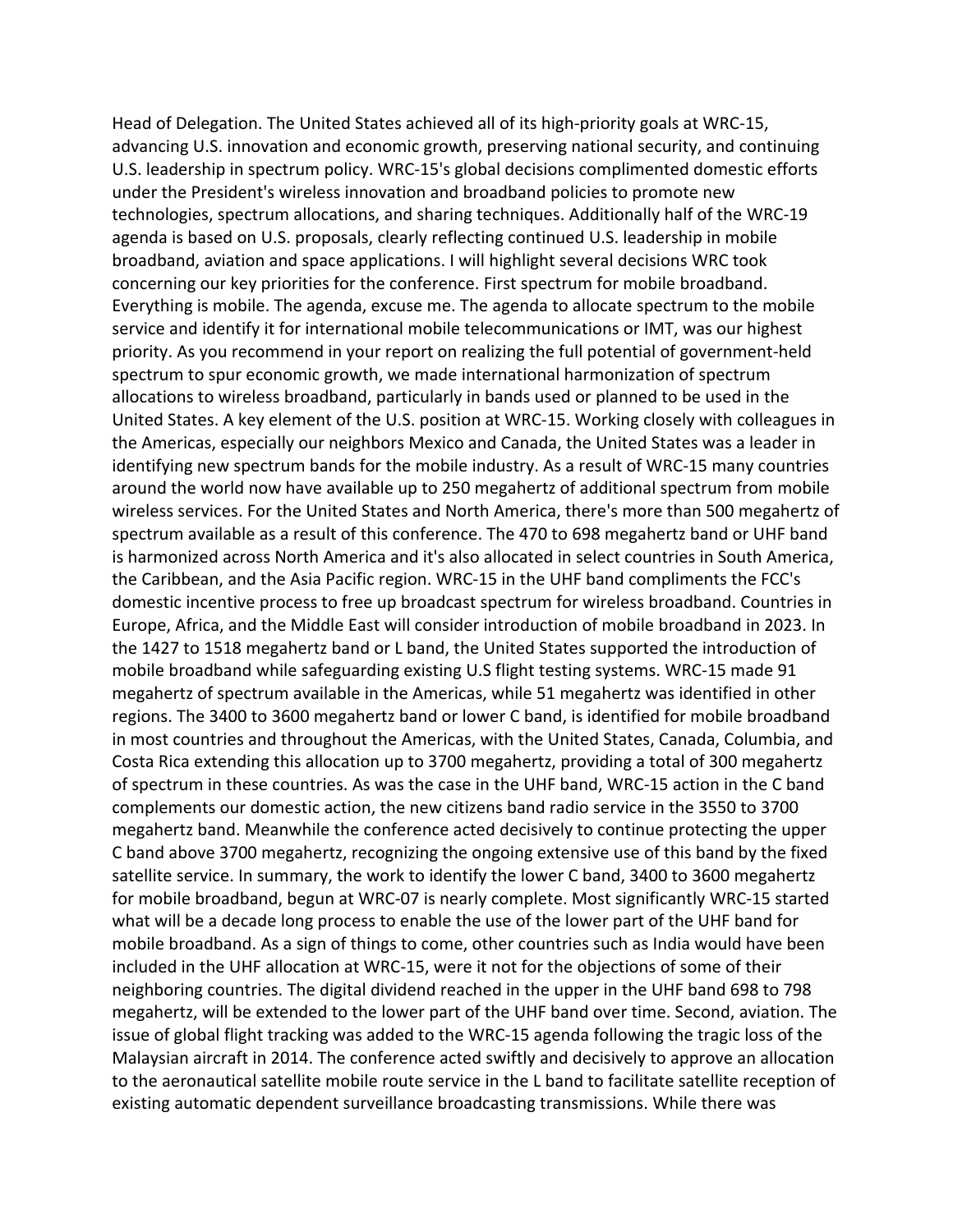Head of Delegation. The United States achieved all of its high-priority goals at WRC-15, advancing U.S. innovation and economic growth, preserving national security, and continuing U.S. leadership in spectrum policy. WRC-15's global decisions complimented domestic efforts under the President's wireless innovation and broadband policies to promote new technologies, spectrum allocations, and sharing techniques. Additionally half of the WRC-19 agenda is based on U.S. proposals, clearly reflecting continued U.S. leadership in mobile broadband, aviation and space applications. I will highlight several decisions WRC took concerning our key priorities for the conference. First spectrum for mobile broadband. Everything is mobile. The agenda, excuse me. The agenda to allocate spectrum to the mobile service and identify it for international mobile telecommunications or IMT, was our highest priority. As you recommend in your report on realizing the full potential of government-held spectrum to spur economic growth, we made international harmonization of spectrum allocations to wireless broadband, particularly in bands used or planned to be used in the United States. A key element of the U.S. position at WRC-15. Working closely with colleagues in the Americas, especially our neighbors Mexico and Canada, the United States was a leader in identifying new spectrum bands for the mobile industry. As a result of WRC-15 many countries around the world now have available up to 250 megahertz of additional spectrum from mobile wireless services. For the United States and North America, there's more than 500 megahertz of spectrum available as a result of this conference. The 470 to 698 megahertz band or UHF band is harmonized across North America and it's also allocated in select countries in South America, the Caribbean, and the Asia Pacific region. WRC-15 in the UHF band compliments the FCC's domestic incentive process to free up broadcast spectrum for wireless broadband. Countries in Europe, Africa, and the Middle East will consider introduction of mobile broadband in 2023. In the 1427 to 1518 megahertz band or L band, the United States supported the introduction of mobile broadband while safeguarding existing U.S flight testing systems. WRC-15 made 91 megahertz of spectrum available in the Americas, while 51 megahertz was identified in other regions. The 3400 to 3600 megahertz band or lower C band, is identified for mobile broadband in most countries and throughout the Americas, with the United States, Canada, Columbia, and Costa Rica extending this allocation up to 3700 megahertz, providing a total of 300 megahertz of spectrum in these countries. As was the case in the UHF band, WRC-15 action in the C band complements our domestic action, the new citizens band radio service in the 3550 to 3700 megahertz band. Meanwhile the conference acted decisively to continue protecting the upper C band above 3700 megahertz, recognizing the ongoing extensive use of this band by the fixed satellite service. In summary, the work to identify the lower C band, 3400 to 3600 megahertz for mobile broadband, begun at WRC-07 is nearly complete. Most significantly WRC-15 started what will be a decade long process to enable the use of the lower part of the UHF band for mobile broadband. As a sign of things to come, other countries such as India would have been included in the UHF allocation at WRC-15, were it not for the objections of some of their neighboring countries. The digital dividend reached in the upper in the UHF band 698 to 798 megahertz, will be extended to the lower part of the UHF band over time. Second, aviation. The issue of global flight tracking was added to the WRC-15 agenda following the tragic loss of the Malaysian aircraft in 2014. The conference acted swiftly and decisively to approve an allocation to the aeronautical satellite mobile route service in the L band to facilitate satellite reception of existing automatic dependent surveillance broadcasting transmissions. While there was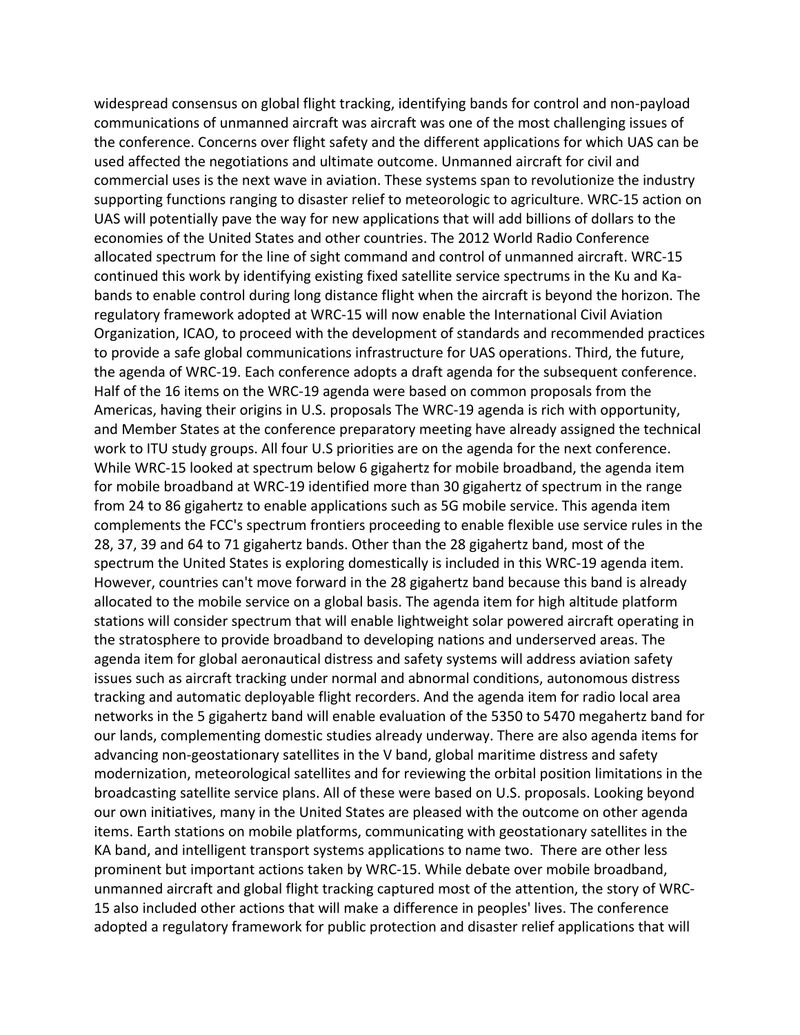widespread consensus on global flight tracking, identifying bands for control and non-payload communications of unmanned aircraft was aircraft was one of the most challenging issues of the conference. Concerns over flight safety and the different applications for which UAS can be used affected the negotiations and ultimate outcome. Unmanned aircraft for civil and commercial uses is the next wave in aviation. These systems span to revolutionize the industry supporting functions ranging to disaster relief to meteorologic to agriculture. WRC-15 action on UAS will potentially pave the way for new applications that will add billions of dollars to the economies of the United States and other countries. The 2012 World Radio Conference allocated spectrum for the line of sight command and control of unmanned aircraft. WRC-15 continued this work by identifying existing fixed satellite service spectrums in the Ku and Ka-bands to enable control during long distance flight when the aircraft is beyond the horizon. The regulatory framework adopted at WRC-15 will now enable the International Civil Aviation Organization, ICAO, to proceed with the development of standards and recommended practices to provide a safe global communications infrastructure for UAS operations. Third, the future, the agenda of WRC-19. Each conference adopts a draft agenda for the subsequent conference. Half of the 16 items on the WRC-19 agenda were based on common proposals from the Americas, having their origins in U.S. proposals The WRC-19 agenda is rich with opportunity, and Member States at the conference preparatory meeting have already assigned the technical work to ITU study groups. All four U.S priorities are on the agenda for the next conference. While WRC-15 looked at spectrum below 6 gigahertz for mobile broadband, the agenda item for mobile broadband at WRC-19 identified more than 30 gigahertz of spectrum in the range from 24 to 86 gigahertz to enable applications such as 5G mobile service. This agenda item complements the FCC's spectrum frontiers proceeding to enable flexible use service rules in the 28, 37, 39 and 64 to 71 gigahertz bands. Other than the 28 gigahertz band, most of the spectrum the United States is exploring domestically is included in this WRC-19 agenda item. However, countries can't move forward in the 28 gigahertz band because this band is already allocated to the mobile service on a global basis. The agenda item for high altitude platform stations will consider spectrum that will enable lightweight solar powered aircraft operating in the stratosphere to provide broadband to developing nations and underserved areas. The agenda item for global aeronautical distress and safety systems will address aviation safety issues such as aircraft tracking under normal and abnormal conditions, autonomous distress tracking and automatic deployable flight recorders. And the agenda item for radio local area networks in the 5 gigahertz band will enable evaluation of the 5350 to 5470 megahertz band for our lands, complementing domestic studies already underway. There are also agenda items for advancing non-geostationary satellites in the V band, global maritime distress and safety modernization, meteorological satellites and for reviewing the orbital position limitations in the broadcasting satellite service plans. All of these were based on U.S. proposals. Looking beyond our own initiatives, many in the United States are pleased with the outcome on other agenda items. Earth stations on mobile platforms, communicating with geostationary satellites in the KA band, and intelligent transport systems applications to name two. There are other less prominent but important actions taken by WRC-15. While debate over mobile broadband, unmanned aircraft and global flight tracking captured most of the attention, the story of WRC-15 also included other actions that will make a difference in peoples' lives. The conference adopted a regulatory framework for public protection and disaster relief applications that will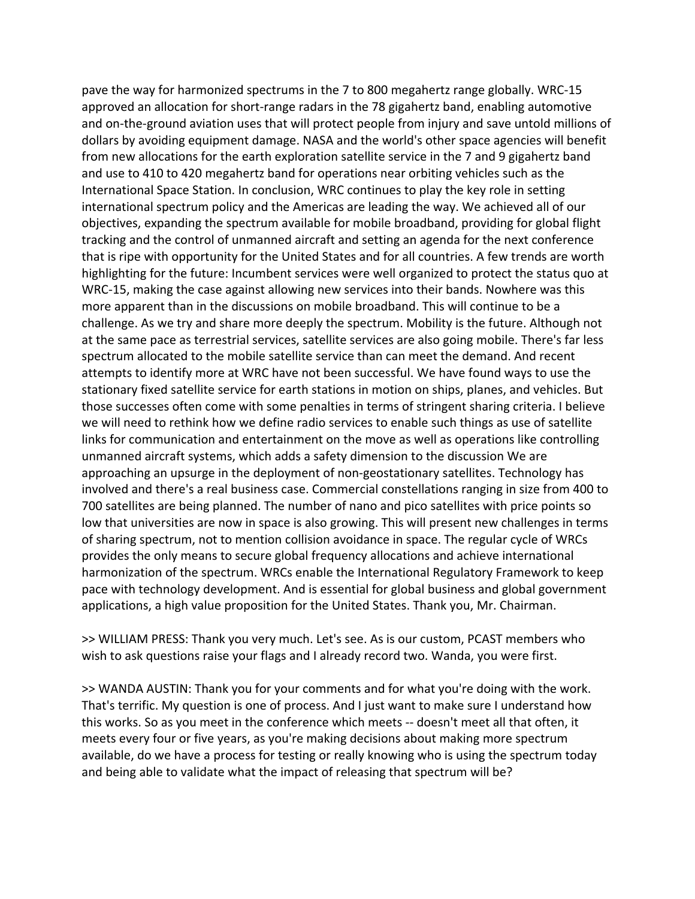pave the way for harmonized spectrums in the 7 to 800 megahertz range globally. WRC-15 approved an allocation for short-range radars in the 78 gigahertz band, enabling automotive and on-the-ground aviation uses that will protect people from injury and save untold millions of dollars by avoiding equipment damage. NASA and the world's other space agencies will benefit from new allocations for the earth exploration satellite service in the 7 and 9 gigahertz band and use to 410 to 420 megahertz band for operations near orbiting vehicles such as the International Space Station. In conclusion, WRC continues to play the key role in setting international spectrum policy and the Americas are leading the way. We achieved all of our objectives, expanding the spectrum available for mobile broadband, providing for global flight tracking and the control of unmanned aircraft and setting an agenda for the next conference that is ripe with opportunity for the United States and for all countries. A few trends are worth highlighting for the future: Incumbent services were well organized to protect the status quo at WRC-15, making the case against allowing new services into their bands. Nowhere was this more apparent than in the discussions on mobile broadband. This will continue to be a challenge. As we try and share more deeply the spectrum. Mobility is the future. Although not at the same pace as terrestrial services, satellite services are also going mobile. There's far less spectrum allocated to the mobile satellite service than can meet the demand. And recent attempts to identify more at WRC have not been successful. We have found ways to use the stationary fixed satellite service for earth stations in motion on ships, planes, and vehicles. But those successes often come with some penalties in terms of stringent sharing criteria. I believe we will need to rethink how we define radio services to enable such things as use of satellite links for communication and entertainment on the move as well as operations like controlling unmanned aircraft systems, which adds a safety dimension to the discussion We are approaching an upsurge in the deployment of non-geostationary satellites. Technology has involved and there's a real business case. Commercial constellations ranging in size from 400 to 700 satellites are being planned. The number of nano and pico satellites with price points so low that universities are now in space is also growing. This will present new challenges in terms of sharing spectrum, not to mention collision avoidance in space. The regular cycle of WRCs provides the only means to secure global frequency allocations and achieve international harmonization of the spectrum. WRCs enable the International Regulatory Framework to keep pace with technology development. And is essential for global business and global government applications, a high value proposition for the United States. Thank you, Mr. Chairman.

>> WILLIAM PRESS: Thank you very much. Let's see. As is our custom, PCAST members who wish to ask questions raise your flags and I already record two. Wanda, you were first.

>> WANDA AUSTIN: Thank you for your comments and for what you're doing with the work. That's terrific. My question is one of process. And I just want to make sure I understand how this works. So as you meet in the conference which meets -- doesn't meet all that often, it meets every four or five years, as you're making decisions about making more spectrum available, do we have a process for testing or really knowing who is using the spectrum today and being able to validate what the impact of releasing that spectrum will be?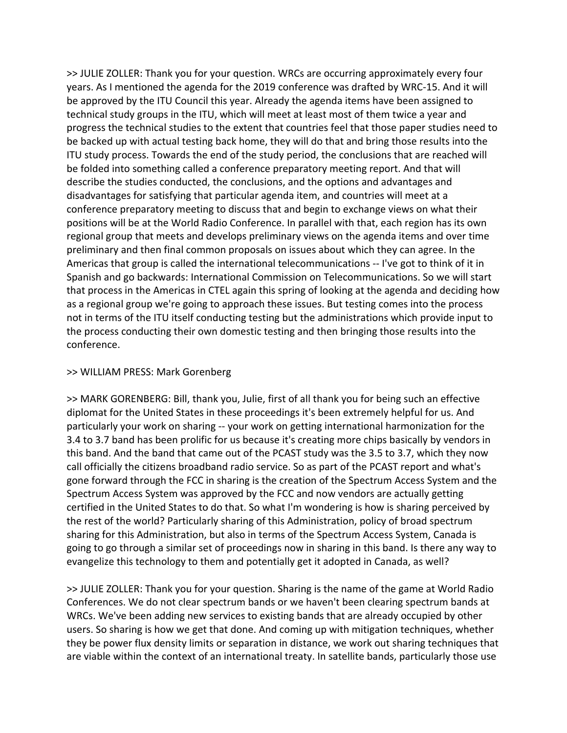>> JULIE ZOLLER: Thank you for your question. WRCs are occurring approximately every four years. As I mentioned the agenda for the 2019 conference was drafted by WRC-15. And it will be approved by the ITU Council this year. Already the agenda items have been assigned to technical study groups in the ITU, which will meet at least most of them twice a year and progress the technical studies to the extent that countries feel that those paper studies need to be backed up with actual testing back home, they will do that and bring those results into the ITU study process. Towards the end of the study period, the conclusions that are reached will be folded into something called a conference preparatory meeting report. And that will describe the studies conducted, the conclusions, and the options and advantages and disadvantages for satisfying that particular agenda item, and countries will meet at a conference preparatory meeting to discuss that and begin to exchange views on what their positions will be at the World Radio Conference. In parallel with that, each region has its own regional group that meets and develops preliminary views on the agenda items and over time preliminary and then final common proposals on issues about which they can agree. In the Americas that group is called the international telecommunications -- I've got to think of it in Spanish and go backwards: International Commission on Telecommunications. So we will start that process in the Americas in CTEL again this spring of looking at the agenda and deciding how as a regional group we're going to approach these issues. But testing comes into the process not in terms of the ITU itself conducting testing but the administrations which provide input to the process conducting their own domestic testing and then bringing those results into the conference.

>> WILLIAM PRESS: Mark Gorenberg

>> MARK GORENBERG: Bill, thank you, Julie, first of all thank you for being such an effective diplomat for the United States in these proceedings it's been extremely helpful for us. And particularly your work on sharing -- your work on getting international harmonization for the 3.4 to 3.7 band has been prolific for us because it's creating more chips basically by vendors in this band. And the band that came out of the PCAST study was the 3.5 to 3.7, which they now call officially the citizens broadband radio service. So as part of the PCAST report and what's gone forward through the FCC in sharing is the creation of the Spectrum Access System and the Spectrum Access System was approved by the FCC and now vendors are actually getting certified in the United States to do that. So what I'm wondering is how is sharing perceived by the rest of the world? Particularly sharing of this Administration, policy of broad spectrum sharing for this Administration, but also in terms of the Spectrum Access System, Canada is going to go through a similar set of proceedings now in sharing in this band. Is there any way to evangelize this technology to them and potentially get it adopted in Canada, as well?

>> JULIE ZOLLER: Thank you for your question. Sharing is the name of the game at World Radio Conferences. We do not clear spectrum bands or we haven't been clearing spectrum bands at WRCs. We've been adding new services to existing bands that are already occupied by other users. So sharing is how we get that done. And coming up with mitigation techniques, whether they be power flux density limits or separation in distance, we work out sharing techniques that are viable within the context of an international treaty. In satellite bands, particularly those use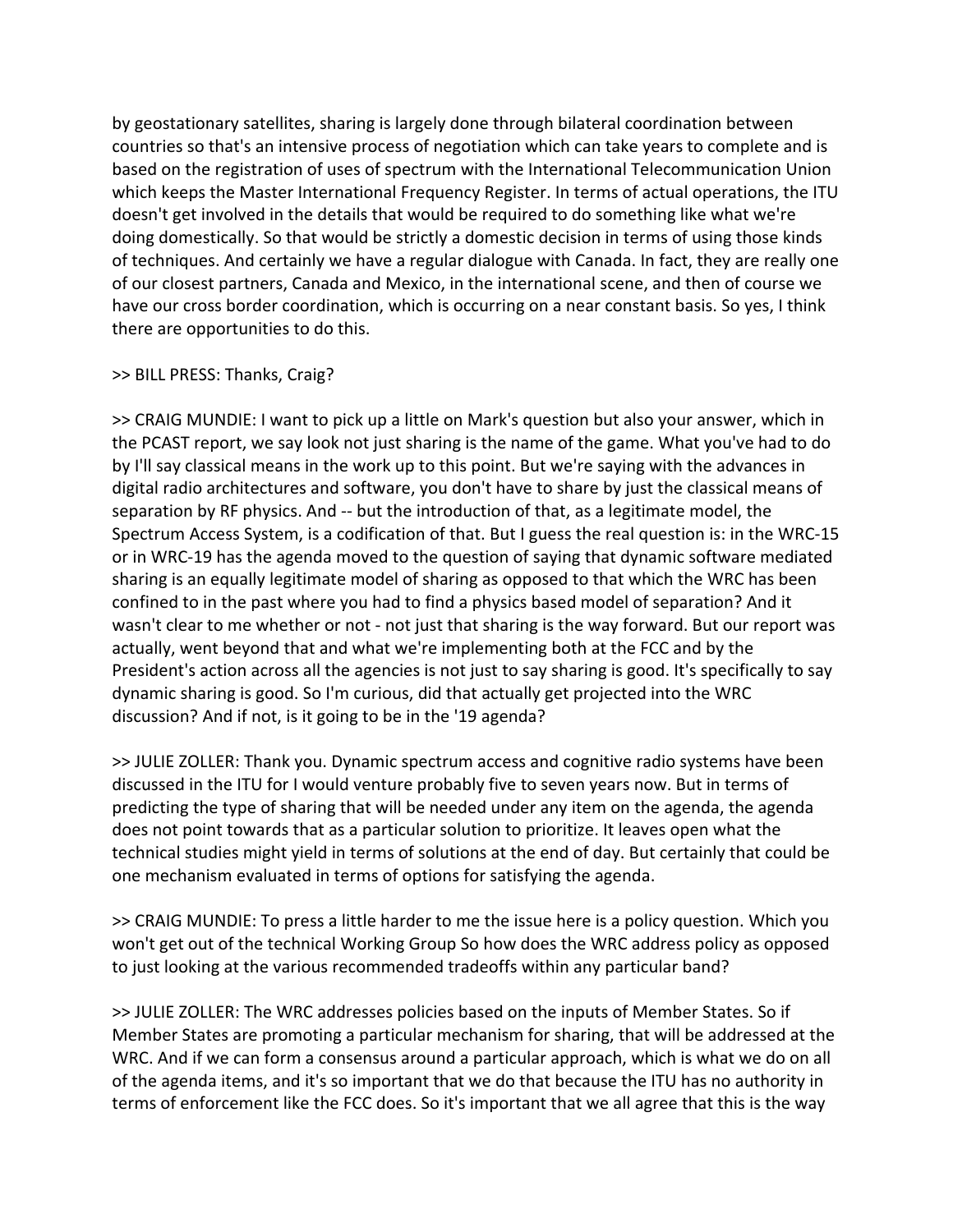by geostationary satellites, sharing is largely done through bilateral coordination between countries so that's an intensive process of negotiation which can take years to complete and is based on the registration of uses of spectrum with the International Telecommunication Union which keeps the Master International Frequency Register. In terms of actual operations, the ITU doesn't get involved in the details that would be required to do something like what we're doing domestically. So that would be strictly a domestic decision in terms of using those kinds of techniques. And certainly we have a regular dialogue with Canada. In fact, they are really one of our closest partners, Canada and Mexico, in the international scene, and then of course we have our cross border coordination, which is occurring on a near constant basis. So yes, I think there are opportunities to do this.

>> BILL PRESS: Thanks, Craig?

>> CRAIG MUNDIE: I want to pick up a little on Mark's question but also your answer, which in the PCAST report, we say look not just sharing is the name of the game. What you've had to do by I'll say classical means in the work up to this point. But we're saying with the advances in digital radio architectures and software, you don't have to share by just the classical means of separation by RF physics. And -- but the introduction of that, as a legitimate model, the Spectrum Access System, is a codification of that. But I guess the real question is: in the WRC-15 or in WRC-19 has the agenda moved to the question of saying that dynamic software mediated sharing is an equally legitimate model of sharing as opposed to that which the WRC has been confined to in the past where you had to find a physics based model of separation? And it wasn't clear to me whether or not - not just that sharing is the way forward. But our report was actually, went beyond that and what we're implementing both at the FCC and by the President's action across all the agencies is not just to say sharing is good. It's specifically to say dynamic sharing is good. So I'm curious, did that actually get projected into the WRC discussion? And if not, is it going to be in the '19 agenda?

>> JULIE ZOLLER: Thank you. Dynamic spectrum access and cognitive radio systems have been discussed in the ITU for I would venture probably five to seven years now. But in terms of predicting the type of sharing that will be needed under any item on the agenda, the agenda does not point towards that as a particular solution to prioritize. It leaves open what the technical studies might yield in terms of solutions at the end of day. But certainly that could be one mechanism evaluated in terms of options for satisfying the agenda.

>> CRAIG MUNDIE: To press a little harder to me the issue here is a policy question. Which you won't get out of the technical Working Group So how does the WRC address policy as opposed to just looking at the various recommended tradeoffs within any particular band?

>> JULIE ZOLLER: The WRC addresses policies based on the inputs of Member States. So if Member States are promoting a particular mechanism for sharing, that will be addressed at the WRC. And if we can form a consensus around a particular approach, which is what we do on all of the agenda items, and it's so important that we do that because the ITU has no authority in terms of enforcement like the FCC does. So it's important that we all agree that this is the way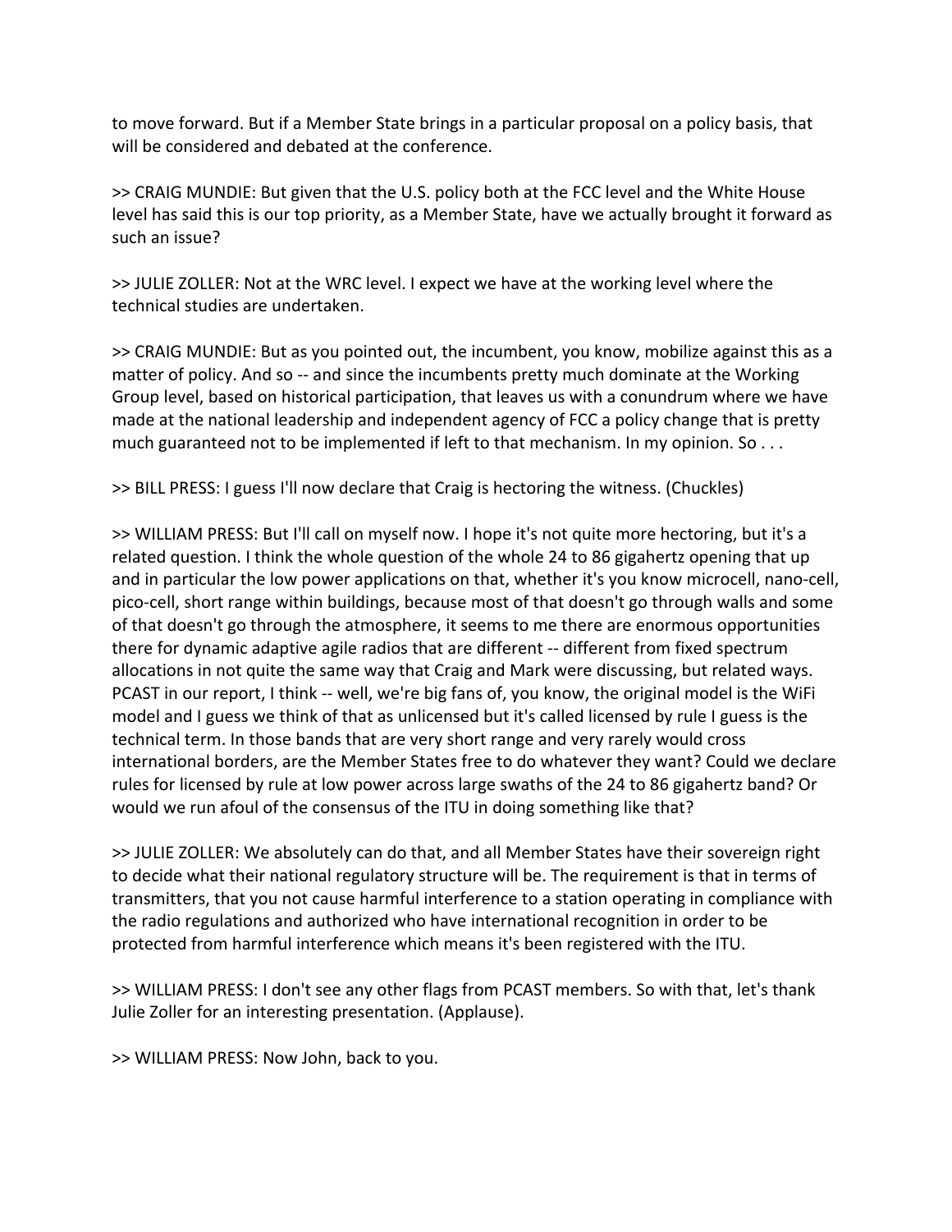to move forward. But if a Member State brings in a particular proposal on a policy basis, that will be considered and debated at the conference.

>> CRAIG MUNDIE: But given that the U.S. policy both at the FCC level and the White House level has said this is our top priority, as a Member State, have we actually brought it forward as such an issue?

>> JULIE ZOLLER: Not at the WRC level. I expect we have at the working level where the technical studies are undertaken.

>> CRAIG MUNDIE: But as you pointed out, the incumbent, you know, mobilize against this as a matter of policy. And so -- and since the incumbents pretty much dominate at the Working Group level, based on historical participation, that leaves us with a conundrum where we have made at the national leadership and independent agency of FCC a policy change that is pretty much guaranteed not to be implemented if left to that mechanism. In my opinion. So . . .

>> BILL PRESS: I guess I'll now declare that Craig is hectoring the witness. (Chuckles)

>> WILLIAM PRESS: But I'll call on myself now. I hope it's not quite more hectoring, but it's a related question. I think the whole question of the whole 24 to 86 gigahertz opening that up and in particular the low power applications on that, whether it's you know microcell, nano-cell, pico-cell, short range within buildings, because most of that doesn't go through walls and some of that doesn't go through the atmosphere, it seems to me there are enormous opportunities there for dynamic adaptive agile radios that are different -- different from fixed spectrum allocations in not quite the same way that Craig and Mark were discussing, but related ways. PCAST in our report, I think -- well, we're big fans of, you know, the original model is the WiFi model and I guess we think of that as unlicensed but it's called licensed by rule I guess is the technical term. In those bands that are very short range and very rarely would cross international borders, are the Member States free to do whatever they want? Could we declare rules for licensed by rule at low power across large swaths of the 24 to 86 gigahertz band? Or would we run afoul of the consensus of the ITU in doing something like that?

>> JULIE ZOLLER: We absolutely can do that, and all Member States have their sovereign right to decide what their national regulatory structure will be. The requirement is that in terms of transmitters, that you not cause harmful interference to a station operating in compliance with the radio regulations and authorized who have international recognition in order to be protected from harmful interference which means it's been registered with the ITU.

>> WILLIAM PRESS: I don't see any other flags from PCAST members. So with that, let's thank Julie Zoller for an interesting presentation. (Applause).

>> WILLIAM PRESS: Now John, back to you.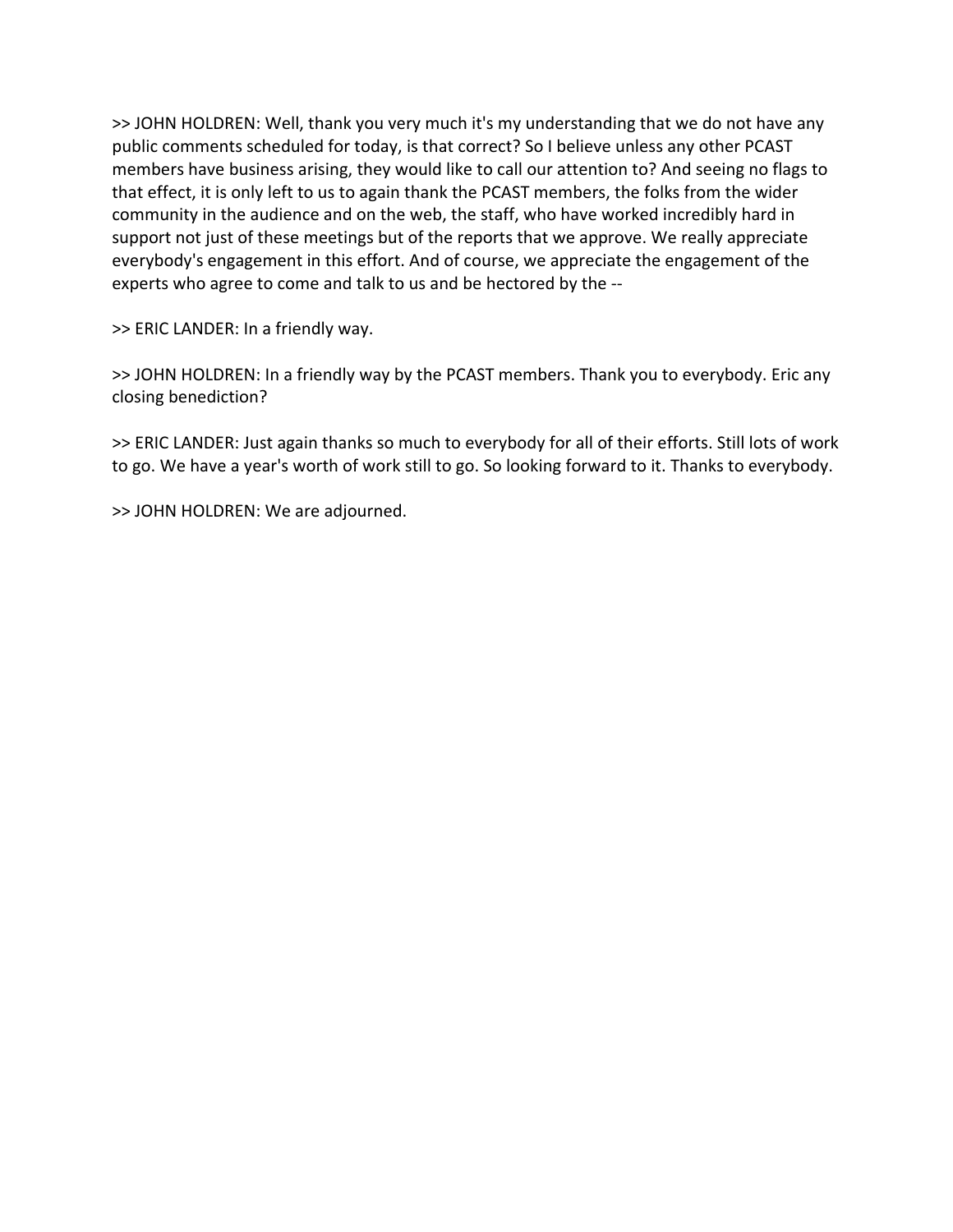>> JOHN HOLDREN: Well, thank you very much it's my understanding that we do not have any public comments scheduled for today, is that correct? So I believe unless any other PCAST members have business arising, they would like to call our attention to? And seeing no flags to that effect, it is only left to us to again thank the PCAST members, the folks from the wider community in the audience and on the web, the staff, who have worked incredibly hard in support not just of these meetings but of the reports that we approve. We really appreciate everybody's engagement in this effort. And of course, we appreciate the engagement of the experts who agree to come and talk to us and be hectored by the --

>> ERIC LANDER: In a friendly way.

>> JOHN HOLDREN: In a friendly way by the PCAST members. Thank you to everybody. Eric any closing benediction?

>> ERIC LANDER: Just again thanks so much to everybody for all of their efforts. Still lots of work to go. We have a year's worth of work still to go. So looking forward to it. Thanks to everybody.

>> JOHN HOLDREN: We are adjourned.